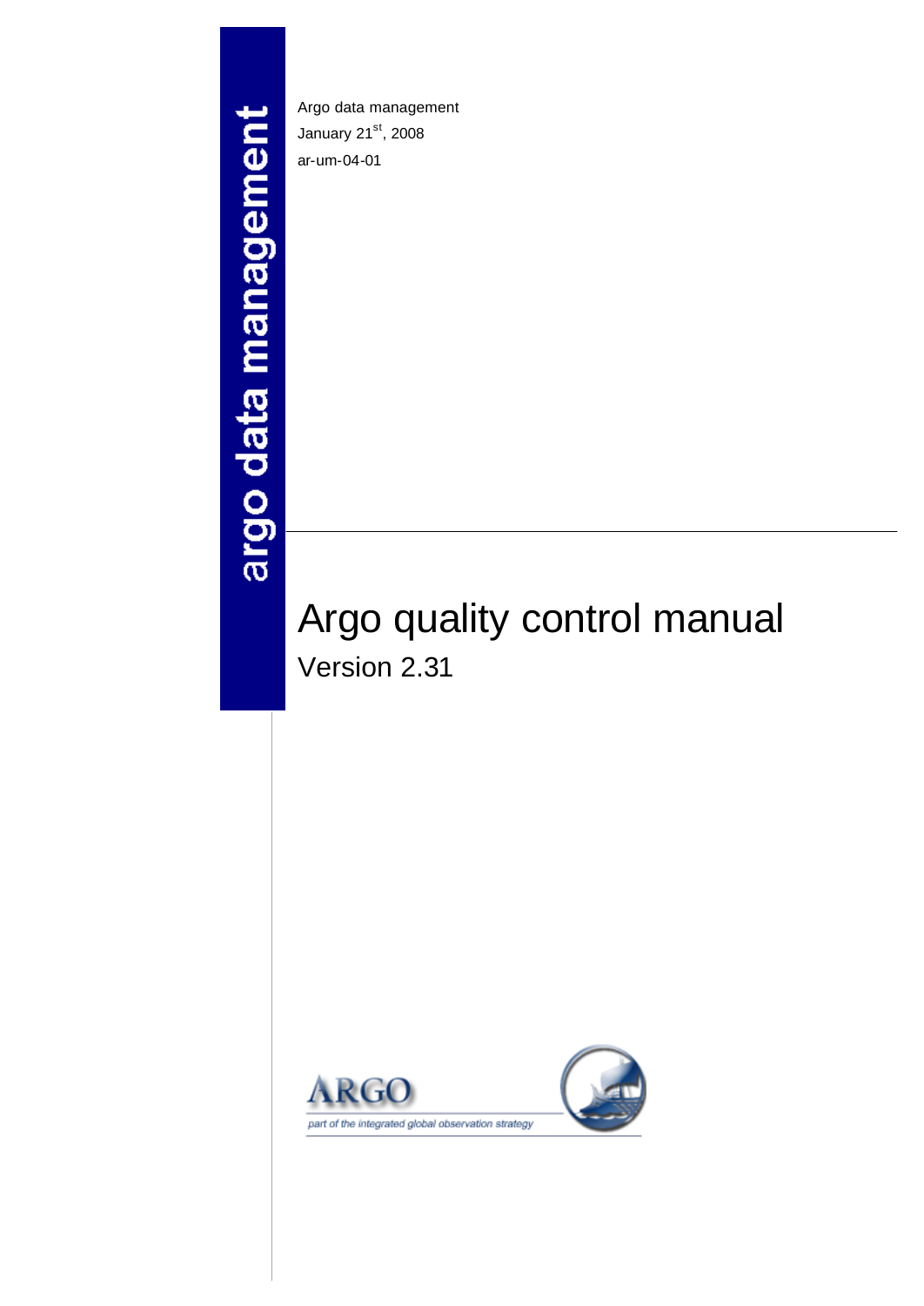argo data management

Argo data management

January 21st, 2008

ar-um-04-01

# Argo quality control manual

Version 2.31

ARGO

part of the integrated global observation strategy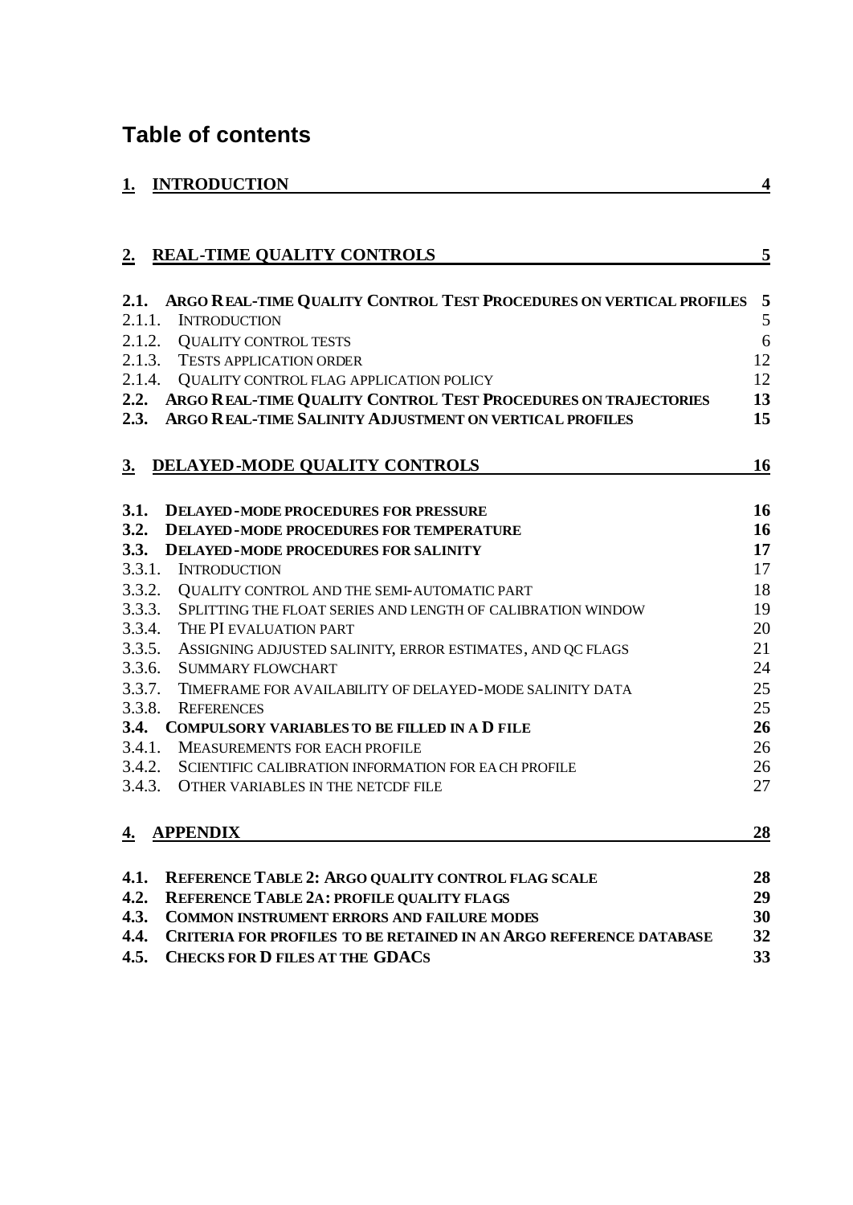# Table of contents

**1. INTRODUCTION** **4**

**2. REAL-TIME QUALITY CONTROLS** **5**

**2.1. ARGO REAL-TIME QUALITY CONTROL TEST PROCEDURES ON VERTICAL PROFILES** **5**
2.1.1. INTRODUCTION 5
2.1.2. QUALITY CONTROL TESTS 6
2.1.3. TESTS APPLICATION ORDER 12
2.1.4. QUALITY CONTROL FLAG APPLICATION POLICY 12
**2.2. ARGO REAL-TIME QUALITY CONTROL TEST PROCEDURES ON TRAJECTORIES** **13**
**2.3. ARGO REAL-TIME SALINITY ADJUSTMENT ON VERTICAL PROFILES** **15**

**3. DELAYED-MODE QUALITY CONTROLS** **16**

**3.1. DELAYED-MODE PROCEDURES FOR PRESSURE** **16**
**3.2. DELAYED-MODE PROCEDURES FOR TEMPERATURE** **16**
**3.3. DELAYED-MODE PROCEDURES FOR SALINITY** **17**
3.3.1. INTRODUCTION 17
3.3.2. QUALITY CONTROL AND THE SEMI-AUTOMATIC PART 18
3.3.3. SPLITTING THE FLOAT SERIES AND LENGTH OF CALIBRATION WINDOW 19
3.3.4. THE PI EVALUATION PART 20
3.3.5. ASSIGNING ADJUSTED SALINITY, ERROR ESTIMATES, AND QC FLAGS 21
3.3.6. SUMMARY FLOWCHART 24
3.3.7. TIMEFRAME FOR AVAILABILITY OF DELAYED-MODE SALINITY DATA 25
3.3.8. REFERENCES 25
**3.4. COMPULSORY VARIABLES TO BE FILLED IN A D FILE** **26**
3.4.1. MEASUREMENTS FOR EACH PROFILE 26
3.4.2. SCIENTIFIC CALIBRATION INFORMATION FOR EACH PROFILE 26
3.4.3. OTHER VARIABLES IN THE NETCDF FILE 27

**4. APPENDIX** **28**

**4.1. REFERENCE TABLE 2: ARGO QUALITY CONTROL FLAG SCALE** **28**
**4.2. REFERENCE TABLE 2A: PROFILE QUALITY FLAGS** **29**
**4.3. COMMON INSTRUMENT ERRORS AND FAILURE MODES** **30**
**4.4. CRITERIA FOR PROFILES TO BE RETAINED IN AN ARGO REFERENCE DATABASE** **32**
**4.5. CHECKS FOR D FILES AT THE GDACS** **33**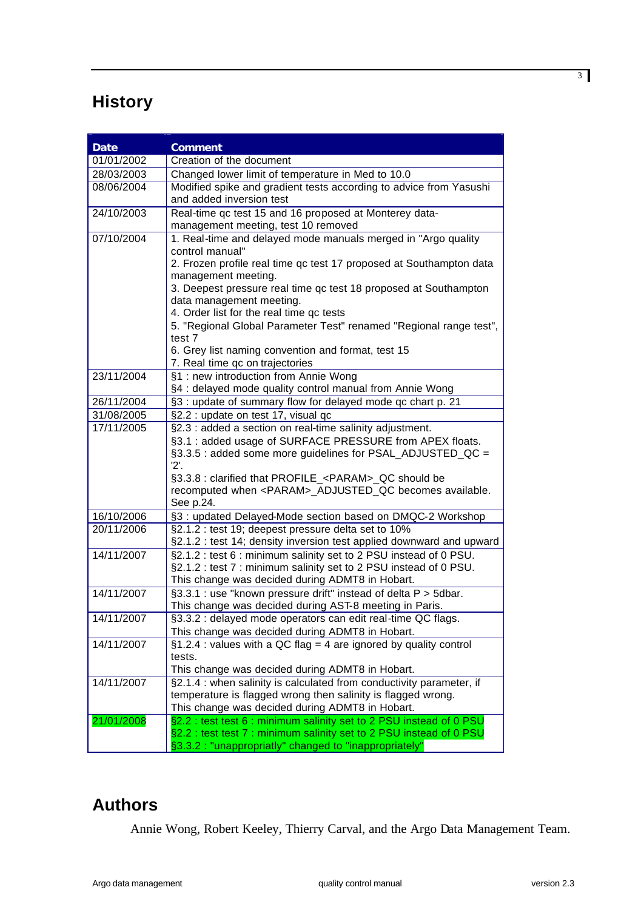# History

| Date | Comment |
|---|---|
| 01/01/2002 | Creation of the document |
| 28/03/2003 | Changed lower limit of temperature in Med to 10.0 |
| 08/06/2004 | Modified spike and gradient tests according to advice from Yasushi and added inversion test |
| 24/10/2003 | Real-time qc test 15 and 16 proposed at Monterey data-management meeting, test 10 removed |
| 07/10/2004 | 1. Real-time and delayed mode manuals merged in "Argo quality control manual"<br>2. Frozen profile real time qc test 17 proposed at Southampton data management meeting.<br>3. Deepest pressure real time qc test 18 proposed at Southampton data management meeting.<br>4. Order list for the real time qc tests<br>5. "Regional Global Parameter Test" renamed "Regional range test", test 7<br>6. Grey list naming convention and format, test 15<br>7. Real time qc on trajectories |
| 23/11/2004 | §1 : new introduction from Annie Wong<br>§4 : delayed mode quality control manual from Annie Wong |
| 26/11/2004 | §3 : update of summary flow for delayed mode qc chart p. 21 |
| 31/08/2005 | §2.2 : update on test 17, visual qc |
| 17/11/2005 | §2.3 : added a section on real-time salinity adjustment.<br>§3.1 : added usage of SURFACE PRESSURE from APEX floats.<br>§3.3.5 : added some more guidelines for PSAL_ADJUSTED_QC = '2'.<br>§3.3.8 : clarified that PROFILE_<PARAM>_QC should be recomputed when <PARAM>_ADJUSTED_QC becomes available. See p.24. |
| 16/10/2006 | §3 : updated Delayed-Mode section based on DMQC-2 Workshop |
| 20/11/2006 | §2.1.2 : test 19; deepest pressure delta set to 10%<br>§2.1.2 : test 14; density inversion test applied downward and upward |
| 14/11/2007 | §2.1.2 : test 6 : minimum salinity set to 2 PSU instead of 0 PSU.<br>§2.1.2 : test 7 : minimum salinity set to 2 PSU instead of 0 PSU.<br>This change was decided during ADMT8 in Hobart. |
| 14/11/2007 | §3.3.1 : use "known pressure drift" instead of delta P > 5dbar.<br>This change was decided during AST-8 meeting in Paris. |
| 14/11/2007 | §3.3.2 : delayed mode operators can edit real-time QC flags.<br>This change was decided during ADMT8 in Hobart. |
| 14/11/2007 | §1.2.4 : values with a QC flag = 4 are ignored by quality control tests.<br>This change was decided during ADMT8 in Hobart. |
| 14/11/2007 | §2.1.4 : when salinity is calculated from conductivity parameter, if temperature is flagged wrong then salinity is flagged wrong.<br>This change was decided during ADMT8 in Hobart. |
| 21/01/2008 | §2.2 : test test 6 : minimum salinity set to 2 PSU instead of 0 PSU<br>§2.2 : test test 7 : minimum salinity set to 2 PSU instead of 0 PSU<br>§3.3.2 : "unappropriatly" changed to "inappropriately" |

# Authors

Annie Wong, Robert Keeley, Thierry Carval, and the Argo Data Management Team.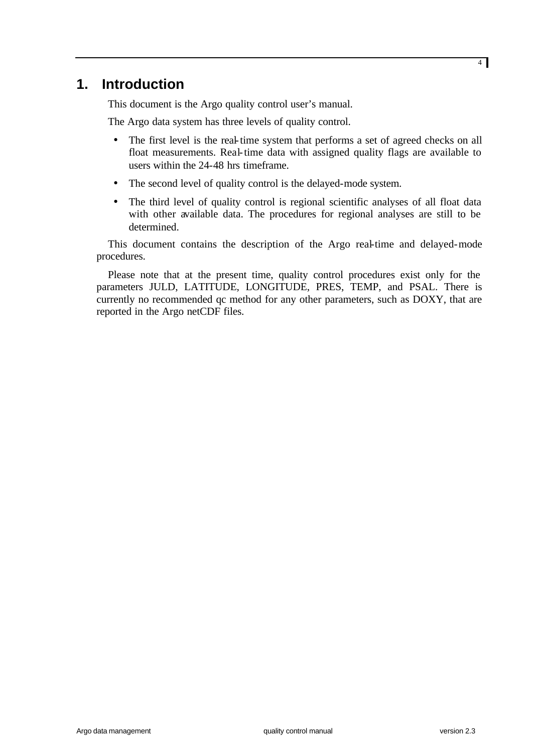# 1. Introduction

This document is the Argo quality control user's manual.

The Argo data system has three levels of quality control.

- The first level is the real-time system that performs a set of agreed checks on all float measurements. Real-time data with assigned quality flags are available to users within the 24-48 hrs timeframe.
- The second level of quality control is the delayed-mode system.
- The third level of quality control is regional scientific analyses of all float data with other available data. The procedures for regional analyses are still to be determined.

This document contains the description of the Argo real-time and delayed-mode procedures.

Please note that at the present time, quality control procedures exist only for the parameters JULD, LATITUDE, LONGITUDE, PRES, TEMP, and PSAL. There is currently no recommended qc method for any other parameters, such as DOXY, that are reported in the Argo netCDF files.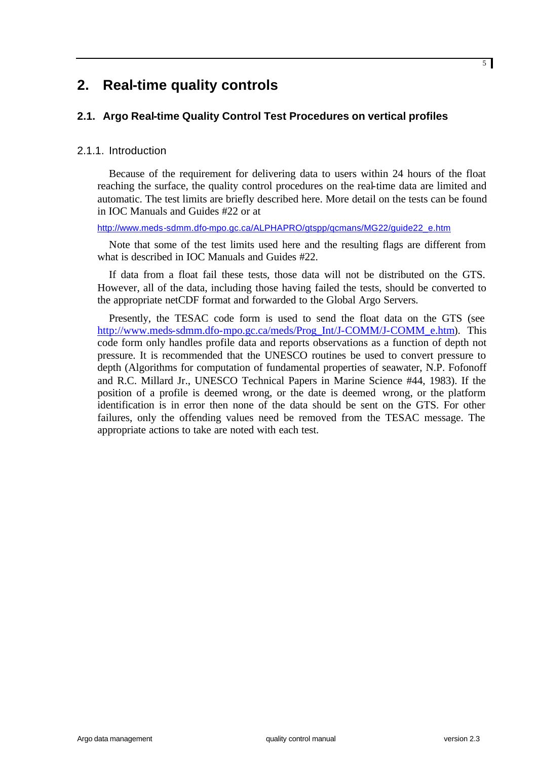# 2. Real-time quality controls

## 2.1. Argo Real-time Quality Control Test Procedures on vertical profiles

### 2.1.1. Introduction

Because of the requirement for delivering data to users within 24 hours of the float reaching the surface, the quality control procedures on the real-time data are limited and automatic. The test limits are briefly described here. More detail on the tests can be found in IOC Manuals and Guides #22 or at

http://www.meds-sdmm.dfo-mpo.gc.ca/ALPHAPRO/gtspp/qcmans/MG22/guide22_e.htm

Note that some of the test limits used here and the resulting flags are different from what is described in IOC Manuals and Guides #22.

If data from a float fail these tests, those data will not be distributed on the GTS. However, all of the data, including those having failed the tests, should be converted to the appropriate netCDF format and forwarded to the Global Argo Servers.

Presently, the TESAC code form is used to send the float data on the GTS (see http://www.meds-sdmm.dfo-mpo.gc.ca/meds/Prog_Int/J-COMM/J-COMM_e.htm). This code form only handles profile data and reports observations as a function of depth not pressure. It is recommended that the UNESCO routines be used to convert pressure to depth (Algorithms for computation of fundamental properties of seawater, N.P. Fofonoff and R.C. Millard Jr., UNESCO Technical Papers in Marine Science #44, 1983). If the position of a profile is deemed wrong, or the date is deemed wrong, or the platform identification is in error then none of the data should be sent on the GTS. For other failures, only the offending values need be removed from the TESAC message. The appropriate actions to take are noted with each test.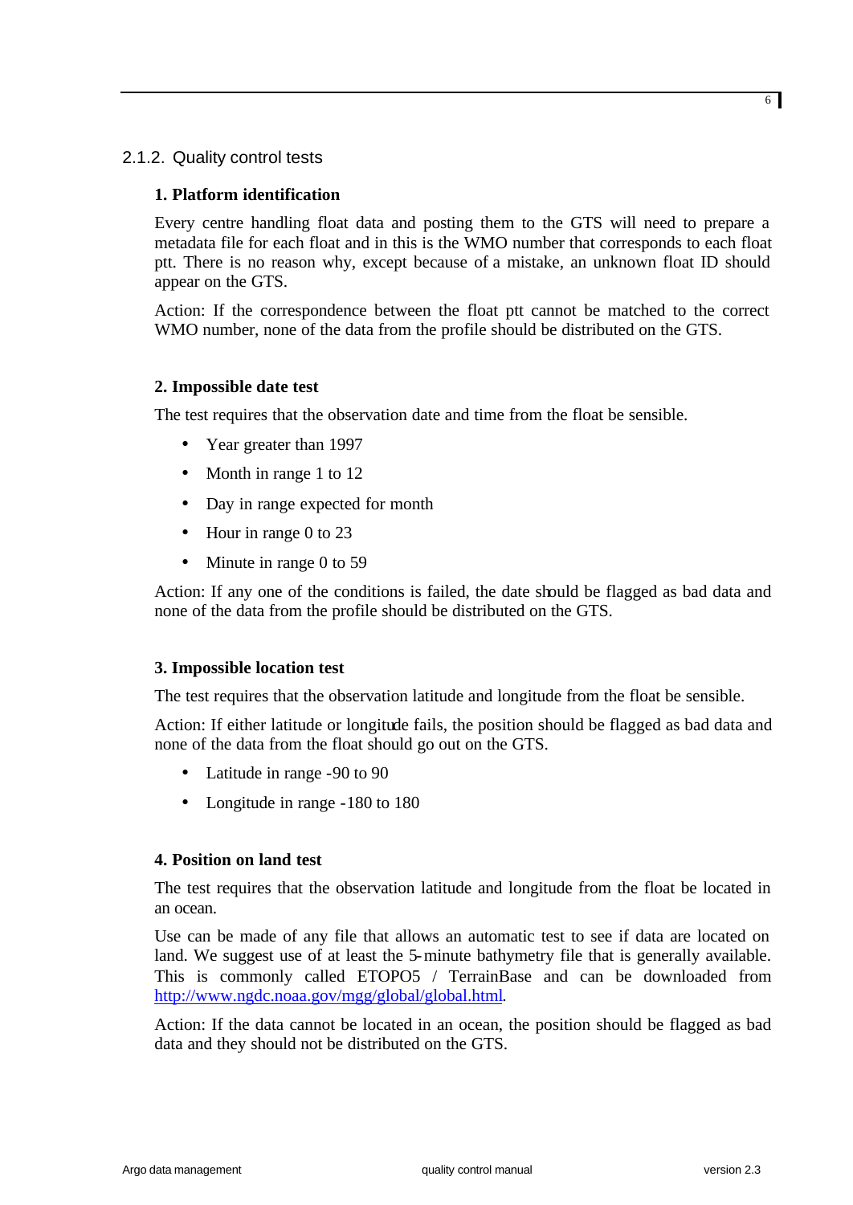### 2.1.2. Quality control tests

#### 1. Platform identification

Every centre handling float data and posting them to the GTS will need to prepare a metadata file for each float and in this is the WMO number that corresponds to each float ptt. There is no reason why, except because of a mistake, an unknown float ID should appear on the GTS.

Action: If the correspondence between the float ptt cannot be matched to the correct WMO number, none of the data from the profile should be distributed on the GTS.

#### 2. Impossible date test

The test requires that the observation date and time from the float be sensible.

- Year greater than 1997
- Month in range 1 to 12
- Day in range expected for month
- Hour in range 0 to 23
- Minute in range 0 to 59

Action: If any one of the conditions is failed, the date should be flagged as bad data and none of the data from the profile should be distributed on the GTS.

#### 3. Impossible location test

The test requires that the observation latitude and longitude from the float be sensible.

Action: If either latitude or longitude fails, the position should be flagged as bad data and none of the data from the float should go out on the GTS.

- Latitude in range -90 to 90
- Longitude in range -180 to 180

#### 4. Position on land test

The test requires that the observation latitude and longitude from the float be located in an ocean.

Use can be made of any file that allows an automatic test to see if data are located on land. We suggest use of at least the 5-minute bathymetry file that is generally available. This is commonly called ETOPO5 / TerrainBase and can be downloaded from http://www.ngdc.noaa.gov/mgg/global/global.html.

Action: If the data cannot be located in an ocean, the position should be flagged as bad data and they should not be distributed on the GTS.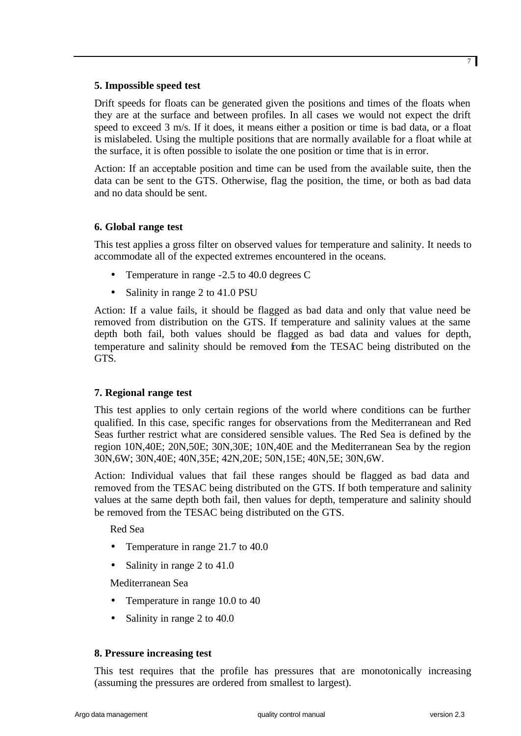### 5. Impossible speed test

Drift speeds for floats can be generated given the positions and times of the floats when they are at the surface and between profiles. In all cases we would not expect the drift speed to exceed 3 m/s. If it does, it means either a position or time is bad data, or a float is mislabeled. Using the multiple positions that are normally available for a float while at the surface, it is often possible to isolate the one position or time that is in error.

Action: If an acceptable position and time can be used from the available suite, then the data can be sent to the GTS. Otherwise, flag the position, the time, or both as bad data and no data should be sent.

### 6. Global range test

This test applies a gross filter on observed values for temperature and salinity. It needs to accommodate all of the expected extremes encountered in the oceans.

- Temperature in range -2.5 to 40.0 degrees C
- Salinity in range 2 to 41.0 PSU

Action: If a value fails, it should be flagged as bad data and only that value need be removed from distribution on the GTS. If temperature and salinity values at the same depth both fail, both values should be flagged as bad data and values for depth, temperature and salinity should be removed from the TESAC being distributed on the GTS.

### 7. Regional range test

This test applies to only certain regions of the world where conditions can be further qualified. In this case, specific ranges for observations from the Mediterranean and Red Seas further restrict what are considered sensible values. The Red Sea is defined by the region 10N,40E; 20N,50E; 30N,30E; 10N,40E and the Mediterranean Sea by the region 30N,6W; 30N,40E; 40N,35E; 42N,20E; 50N,15E; 40N,5E; 30N,6W.

Action: Individual values that fail these ranges should be flagged as bad data and removed from the TESAC being distributed on the GTS. If both temperature and salinity values at the same depth both fail, then values for depth, temperature and salinity should be removed from the TESAC being distributed on the GTS.

Red Sea

- Temperature in range 21.7 to 40.0
- Salinity in range 2 to 41.0

Mediterranean Sea

- Temperature in range 10.0 to 40
- Salinity in range 2 to 40.0

### 8. Pressure increasing test

This test requires that the profile has pressures that are monotonically increasing (assuming the pressures are ordered from smallest to largest).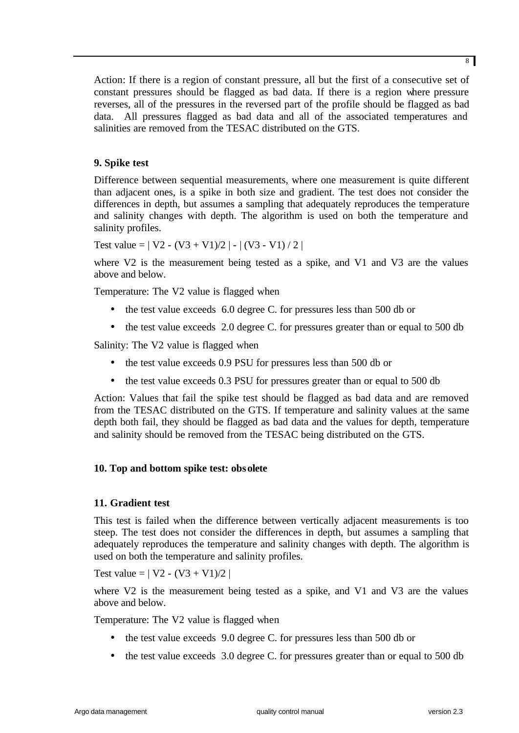Action: If there is a region of constant pressure, all but the first of a consecutive set of constant pressures should be flagged as bad data. If there is a region where pressure reverses, all of the pressures in the reversed part of the profile should be flagged as bad data. All pressures flagged as bad data and all of the associated temperatures and salinities are removed from the TESAC distributed on the GTS.

### 9. Spike test

Difference between sequential measurements, where one measurement is quite different than adjacent ones, is a spike in both size and gradient. The test does not consider the differences in depth, but assumes a sampling that adequately reproduces the temperature and salinity changes with depth. The algorithm is used on both the temperature and salinity profiles.

Test value = $| V2 - (V3 + V1)/2 | - | (V3 - V1) / 2 |$

where V2 is the measurement being tested as a spike, and V1 and V3 are the values above and below.

Temperature: The V2 value is flagged when

- the test value exceeds 6.0 degree C. for pressures less than 500 db or
- the test value exceeds 2.0 degree C. for pressures greater than or equal to 500 db

Salinity: The V2 value is flagged when

- the test value exceeds 0.9 PSU for pressures less than 500 db or
- the test value exceeds 0.3 PSU for pressures greater than or equal to 500 db

Action: Values that fail the spike test should be flagged as bad data and are removed from the TESAC distributed on the GTS. If temperature and salinity values at the same depth both fail, they should be flagged as bad data and the values for depth, temperature and salinity should be removed from the TESAC being distributed on the GTS.

### 10. Top and bottom spike test: obsolete

### 11. Gradient test

This test is failed when the difference between vertically adjacent measurements is too steep. The test does not consider the differences in depth, but assumes a sampling that adequately reproduces the temperature and salinity changes with depth. The algorithm is used on both the temperature and salinity profiles.

Test value = $| V2 - (V3 + V1)/2 |$

where V2 is the measurement being tested as a spike, and V1 and V3 are the values above and below.

Temperature: The V2 value is flagged when

- the test value exceeds 9.0 degree C. for pressures less than 500 db or
- the test value exceeds 3.0 degree C. for pressures greater than or equal to 500 db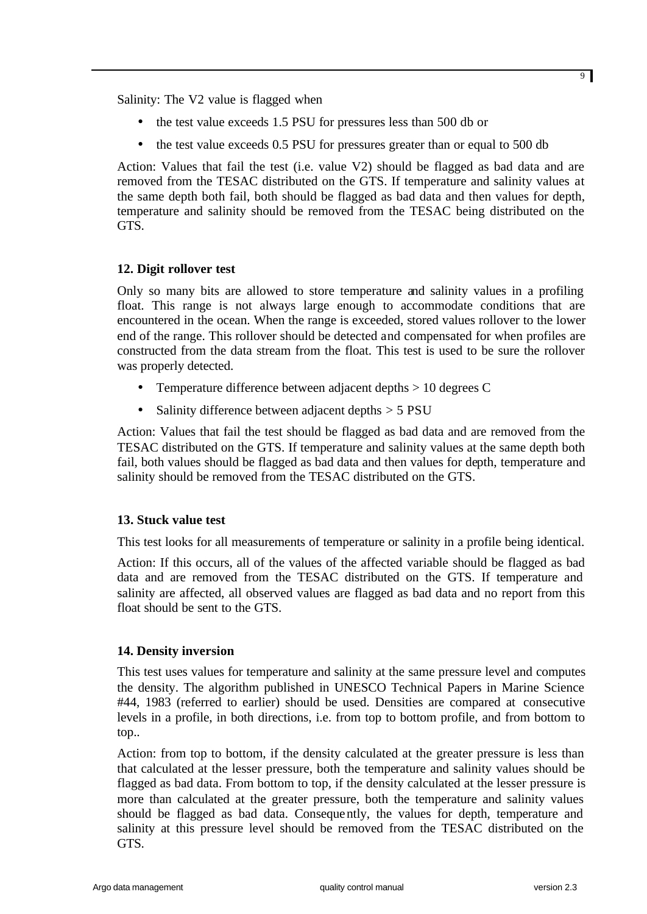Salinity: The V2 value is flagged when

- the test value exceeds 1.5 PSU for pressures less than 500 db or
- the test value exceeds 0.5 PSU for pressures greater than or equal to 500 db

Action: Values that fail the test (i.e. value V2) should be flagged as bad data and are removed from the TESAC distributed on the GTS. If temperature and salinity values at the same depth both fail, both should be flagged as bad data and then values for depth, temperature and salinity should be removed from the TESAC being distributed on the GTS.

**12. Digit rollover test**

Only so many bits are allowed to store temperature and salinity values in a profiling float. This range is not always large enough to accommodate conditions that are encountered in the ocean. When the range is exceeded, stored values rollover to the lower end of the range. This rollover should be detected and compensated for when profiles are constructed from the data stream from the float. This test is used to be sure the rollover was properly detected.

- Temperature difference between adjacent depths > 10 degrees C
- Salinity difference between adjacent depths > 5 PSU

Action: Values that fail the test should be flagged as bad data and are removed from the TESAC distributed on the GTS. If temperature and salinity values at the same depth both fail, both values should be flagged as bad data and then values for depth, temperature and salinity should be removed from the TESAC distributed on the GTS.

**13. Stuck value test**

This test looks for all measurements of temperature or salinity in a profile being identical.

Action: If this occurs, all of the values of the affected variable should be flagged as bad data and are removed from the TESAC distributed on the GTS. If temperature and salinity are affected, all observed values are flagged as bad data and no report from this float should be sent to the GTS.

**14. Density inversion**

This test uses values for temperature and salinity at the same pressure level and computes the density. The algorithm published in UNESCO Technical Papers in Marine Science #44, 1983 (referred to earlier) should be used. Densities are compared at consecutive levels in a profile, in both directions, i.e. from top to bottom profile, and from bottom to top..

Action: from top to bottom, if the density calculated at the greater pressure is less than that calculated at the lesser pressure, both the temperature and salinity values should be flagged as bad data. From bottom to top, if the density calculated at the lesser pressure is more than calculated at the greater pressure, both the temperature and salinity values should be flagged as bad data. Consequently, the values for depth, temperature and salinity at this pressure level should be removed from the TESAC distributed on the GTS.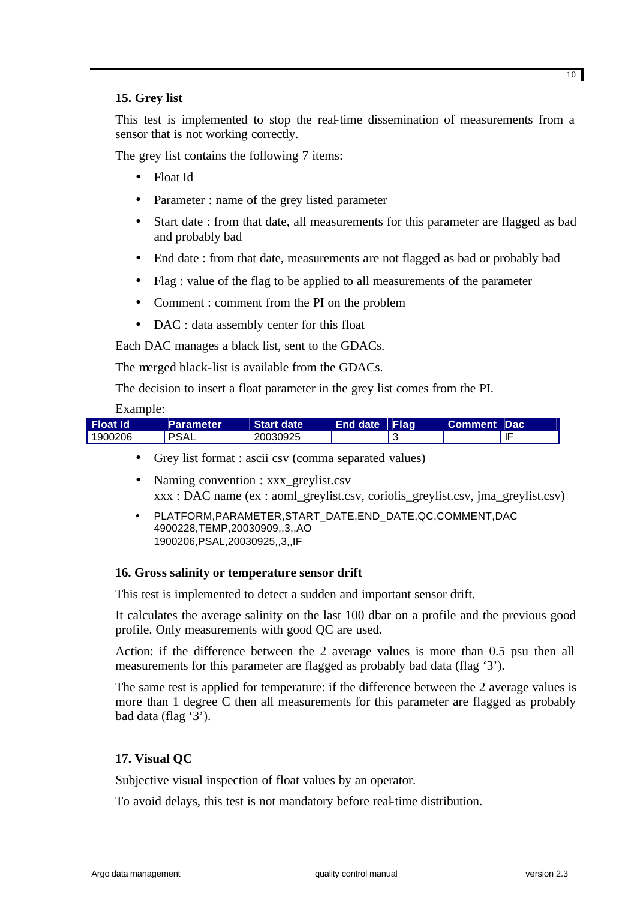## 15. Grey list

This test is implemented to stop the real-time dissemination of measurements from a sensor that is not working correctly.

The grey list contains the following 7 items:

- Float Id
- Parameter : name of the grey listed parameter
- Start date : from that date, all measurements for this parameter are flagged as bad and probably bad
- End date : from that date, measurements are not flagged as bad or probably bad
- Flag : value of the flag to be applied to all measurements of the parameter
- Comment : comment from the PI on the problem
- DAC : data assembly center for this float

Each DAC manages a black list, sent to the GDACs.

The merged black-list is available from the GDACs.

The decision to insert a float parameter in the grey list comes from the PI.

Example:

| Float Id | Parameter | Start date | End date | Flag | Comment | Dac |
|---|---|---|---|---|---|---|
| 1900206 | PSAL | 20030925 | | 3 | | IF |

- Grey list format : ascii csv (comma separated values)
- Naming convention : xxx_greylist.csv
  xxx : DAC name (ex : aoml_greylist.csv, coriolis_greylist.csv, jma_greylist.csv)
- PLATFORM,PARAMETER,START_DATE,END_DATE,QC,COMMENT,DAC
  4900228,TEMP,20030909,,3,,AO
  1900206,PSAL,20030925,,3,,IF

## 16. Gross salinity or temperature sensor drift

This test is implemented to detect a sudden and important sensor drift.

It calculates the average salinity on the last 100 dbar on a profile and the previous good profile. Only measurements with good QC are used.

Action: if the difference between the 2 average values is more than 0.5 psu then all measurements for this parameter are flagged as probably bad data (flag '3').

The same test is applied for temperature: if the difference between the 2 average values is more than 1 degree C then all measurements for this parameter are flagged as probably bad data (flag '3').

## 17. Visual QC

Subjective visual inspection of float values by an operator.

To avoid delays, this test is not mandatory before real-time distribution.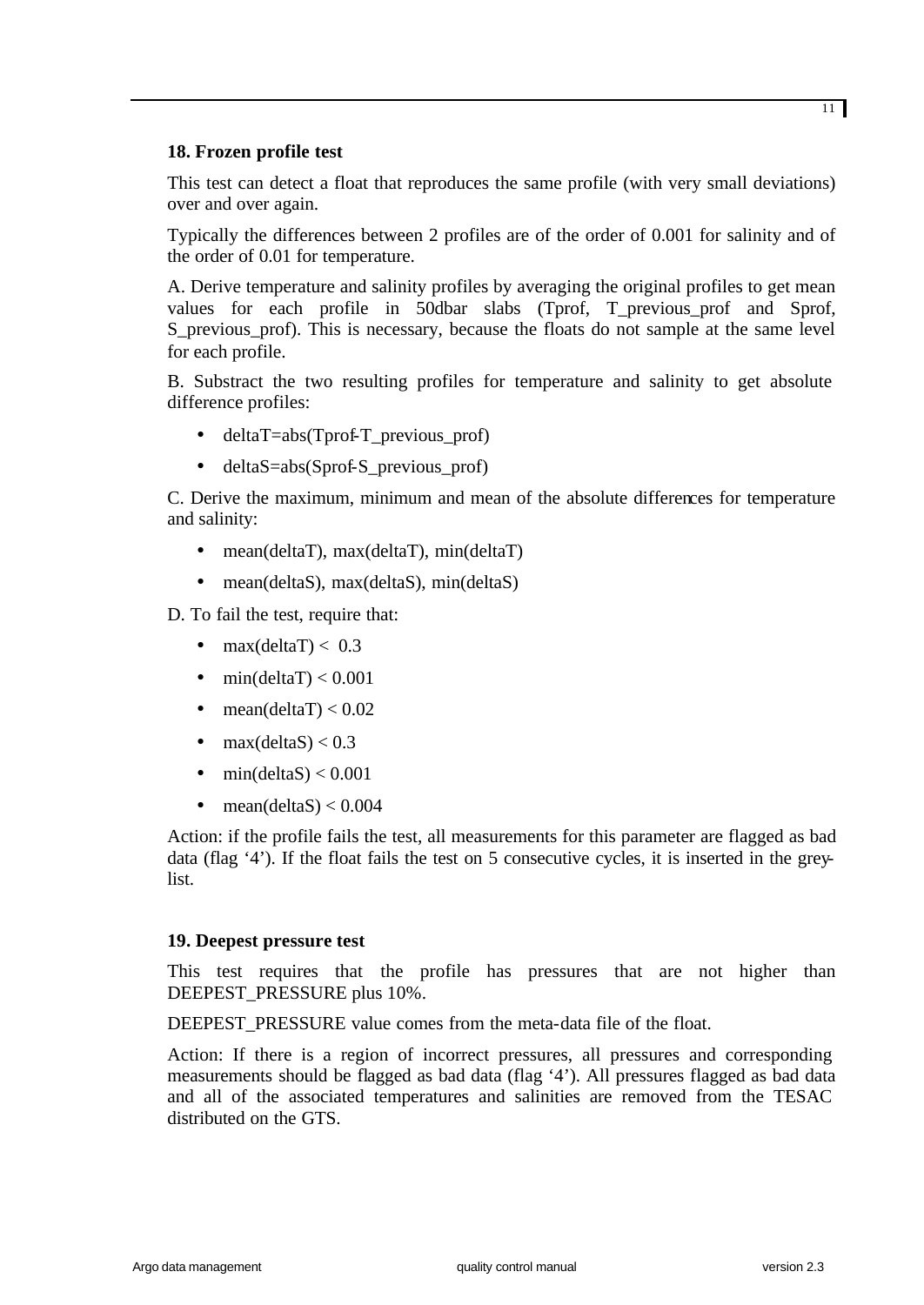### 18. Frozen profile test

This test can detect a float that reproduces the same profile (with very small deviations) over and over again.

Typically the differences between 2 profiles are of the order of 0.001 for salinity and of the order of 0.01 for temperature.

A. Derive temperature and salinity profiles by averaging the original profiles to get mean values for each profile in 50dbar slabs (Tprof, T_previous_prof and Sprof, S_previous_prof). This is necessary, because the floats do not sample at the same level for each profile.

B. Substract the two resulting profiles for temperature and salinity to get absolute difference profiles:

- deltaT=abs(Tprof-T_previous_prof)
- deltaS=abs(Sprof-S_previous_prof)

C. Derive the maximum, minimum and mean of the absolute differences for temperature and salinity:

- mean(deltaT), max(deltaT), min(deltaT)
- mean(deltaS), max(deltaS), min(deltaS)

D. To fail the test, require that:

- max(deltaT) < 0.3
- min(deltaT) < 0.001
- mean(deltaT) < 0.02
- max(deltaS) < 0.3
- min(deltaS) < 0.001
- mean(deltaS) < 0.004

Action: if the profile fails the test, all measurements for this parameter are flagged as bad data (flag '4'). If the float fails the test on 5 consecutive cycles, it is inserted in the grey-list.

### 19. Deepest pressure test

This test requires that the profile has pressures that are not higher than DEEPEST_PRESSURE plus 10%.

DEEPEST_PRESSURE value comes from the meta-data file of the float.

Action: If there is a region of incorrect pressures, all pressures and corresponding measurements should be flagged as bad data (flag '4'). All pressures flagged as bad data and all of the associated temperatures and salinities are removed from the TESAC distributed on the GTS.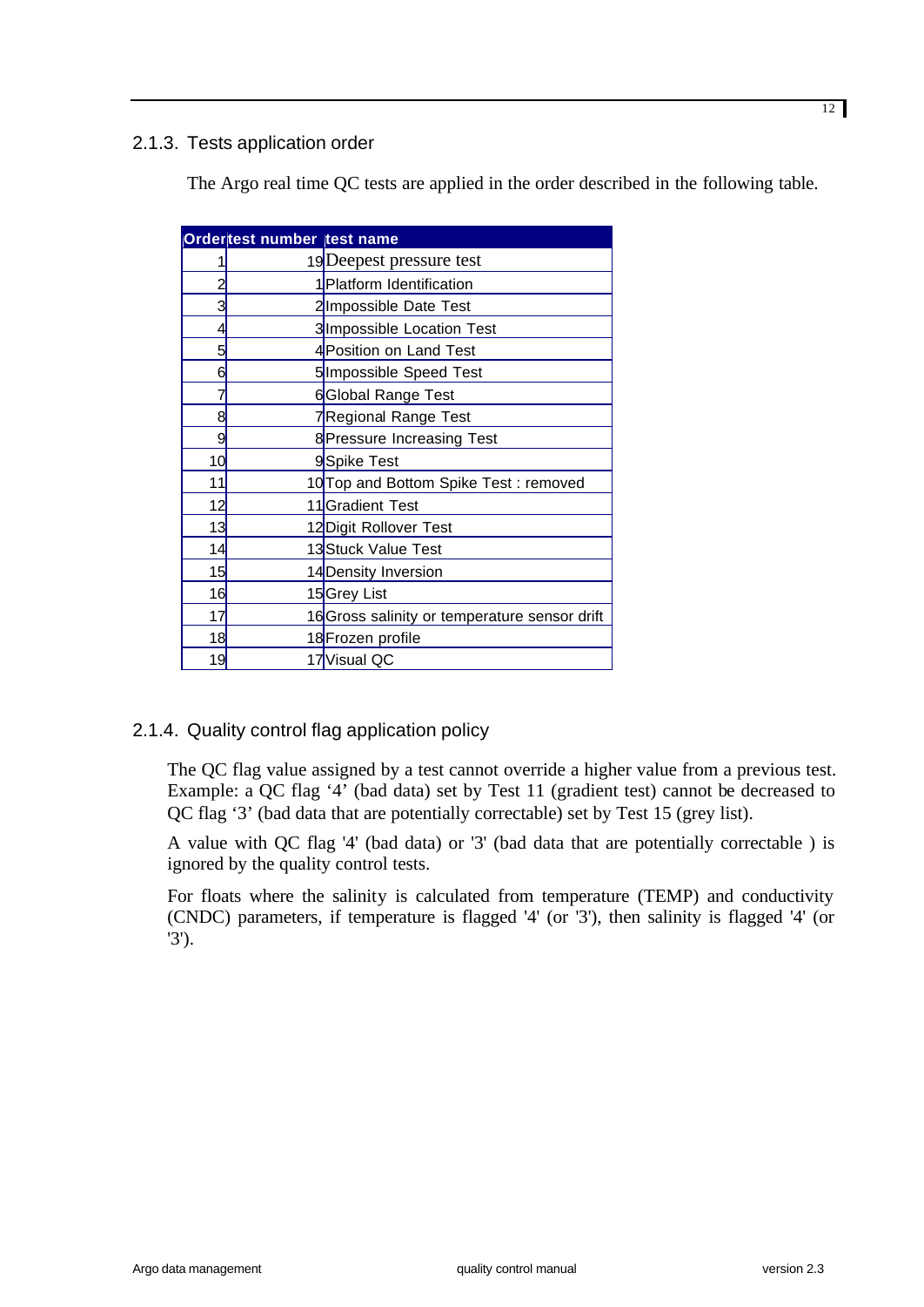### 2.1.3. Tests application order

The Argo real time QC tests are applied in the order described in the following table.

| Order | test number | test name |
|---|---|---|
| 1 | 19 | Deepest pressure test |
| 2 | 1 | Platform Identification |
| 3 | 2 | Impossible Date Test |
| 4 | 3 | Impossible Location Test |
| 5 | 4 | Position on Land Test |
| 6 | 5 | Impossible Speed Test |
| 7 | 6 | Global Range Test |
| 8 | 7 | Regional Range Test |
| 9 | 8 | Pressure Increasing Test |
| 10 | 9 | Spike Test |
| 11 | 10 | Top and Bottom Spike Test : removed |
| 12 | 11 | Gradient Test |
| 13 | 12 | Digit Rollover Test |
| 14 | 13 | Stuck Value Test |
| 15 | 14 | Density Inversion |
| 16 | 15 | Grey List |
| 17 | 16 | Gross salinity or temperature sensor drift |
| 18 | 18 | Frozen profile |
| 19 | 17 | Visual QC |

### 2.1.4. Quality control flag application policy

The QC flag value assigned by a test cannot override a higher value from a previous test. Example: a QC flag '4' (bad data) set by Test 11 (gradient test) cannot be decreased to QC flag '3' (bad data that are potentially correctable) set by Test 15 (grey list).

A value with QC flag '4' (bad data) or '3' (bad data that are potentially correctable ) is ignored by the quality control tests.

For floats where the salinity is calculated from temperature (TEMP) and conductivity (CNDC) parameters, if temperature is flagged '4' (or '3'), then salinity is flagged '4' (or '3').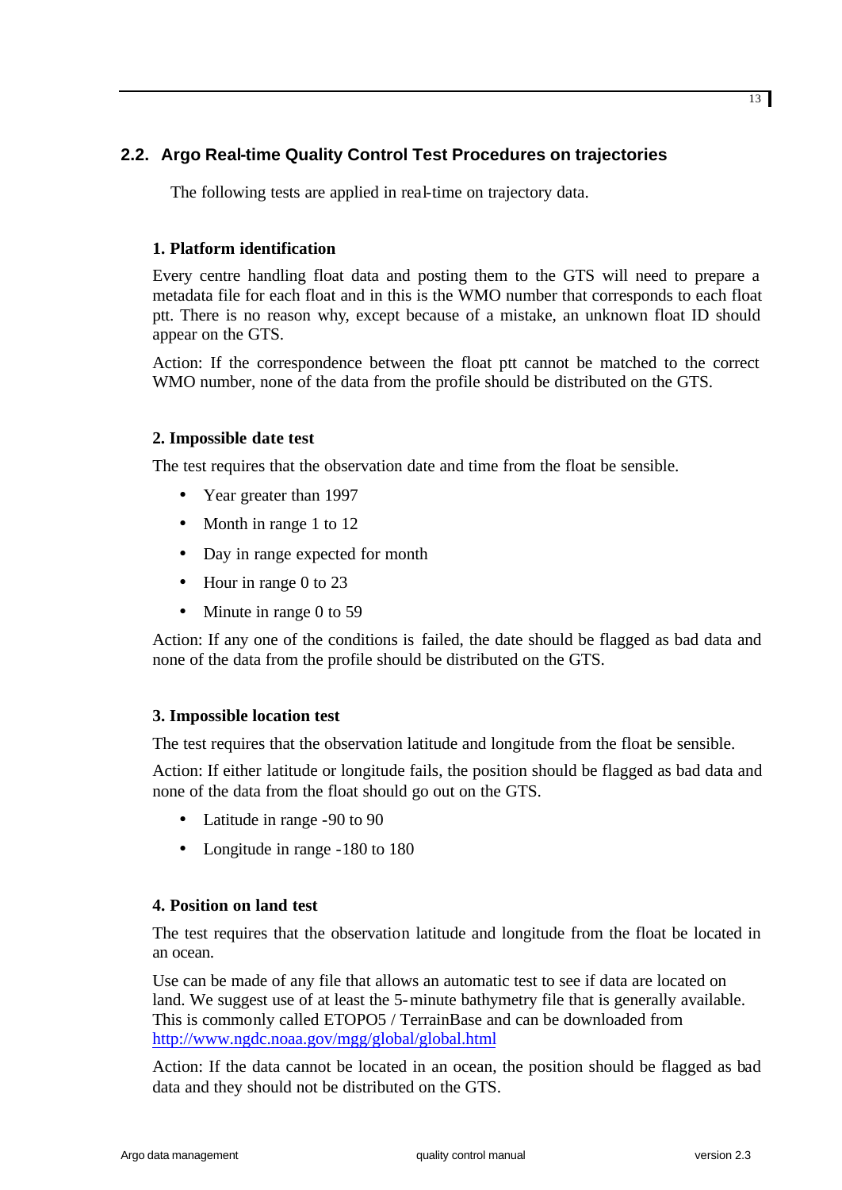## 2.2. Argo Real-time Quality Control Test Procedures on trajectories

The following tests are applied in real-time on trajectory data.

### 1. Platform identification

Every centre handling float data and posting them to the GTS will need to prepare a metadata file for each float and in this is the WMO number that corresponds to each float ptt. There is no reason why, except because of a mistake, an unknown float ID should appear on the GTS.

Action: If the correspondence between the float ptt cannot be matched to the correct WMO number, none of the data from the profile should be distributed on the GTS.

### 2. Impossible date test

The test requires that the observation date and time from the float be sensible.

- Year greater than 1997
- Month in range 1 to 12
- Day in range expected for month
- Hour in range 0 to 23
- Minute in range 0 to 59

Action: If any one of the conditions is failed, the date should be flagged as bad data and none of the data from the profile should be distributed on the GTS.

### 3. Impossible location test

The test requires that the observation latitude and longitude from the float be sensible.

Action: If either latitude or longitude fails, the position should be flagged as bad data and none of the data from the float should go out on the GTS.

- Latitude in range -90 to 90
- Longitude in range -180 to 180

### 4. Position on land test

The test requires that the observation latitude and longitude from the float be located in an ocean.

Use can be made of any file that allows an automatic test to see if data are located on land. We suggest use of at least the 5-minute bathymetry file that is generally available. This is commonly called ETOPO5 / TerrainBase and can be downloaded from http://www.ngdc.noaa.gov/mgg/global/global.html

Action: If the data cannot be located in an ocean, the position should be flagged as bad data and they should not be distributed on the GTS.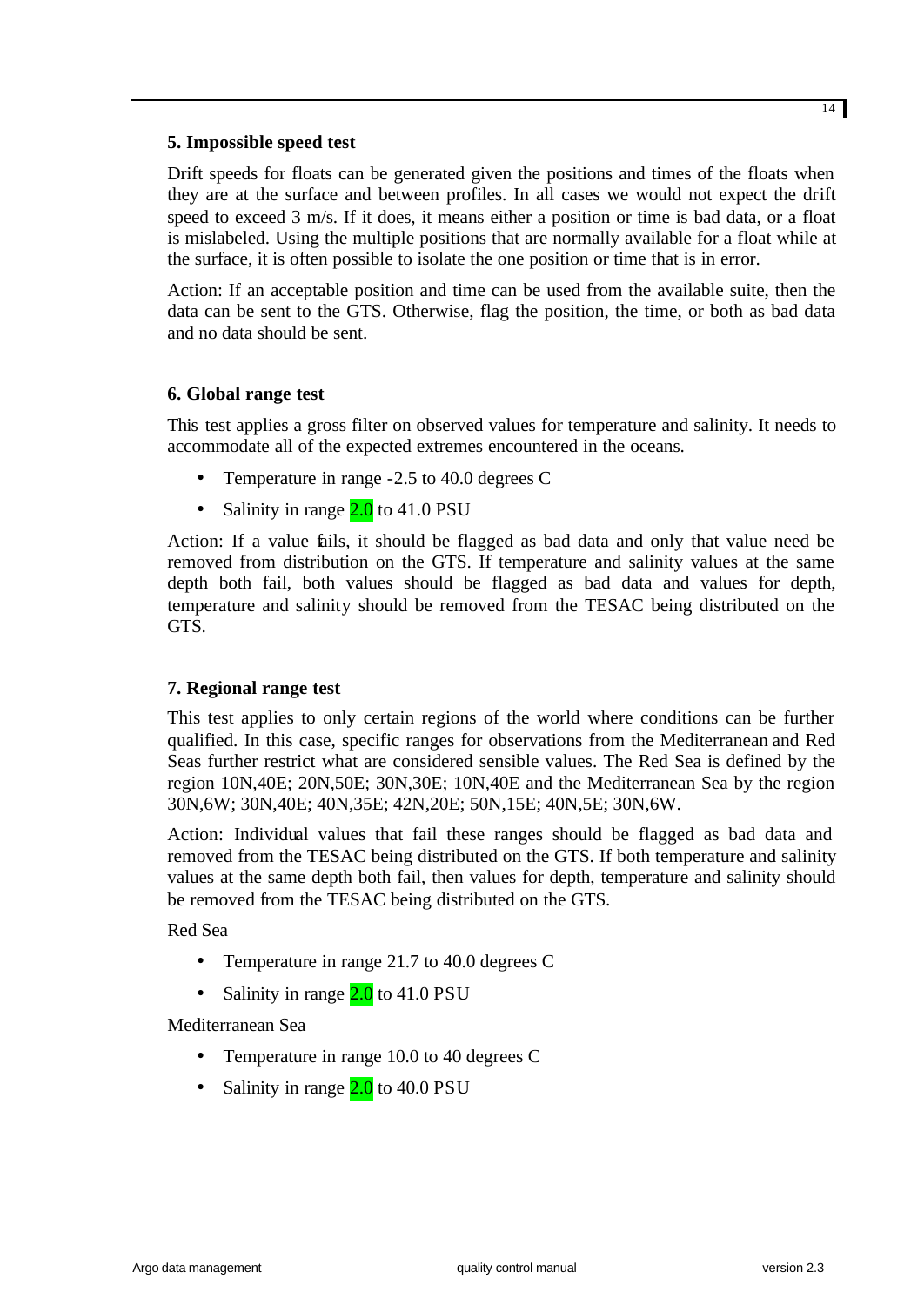### 5. Impossible speed test

Drift speeds for floats can be generated given the positions and times of the floats when they are at the surface and between profiles. In all cases we would not expect the drift speed to exceed 3 m/s. If it does, it means either a position or time is bad data, or a float is mislabeled. Using the multiple positions that are normally available for a float while at the surface, it is often possible to isolate the one position or time that is in error.

Action: If an acceptable position and time can be used from the available suite, then the data can be sent to the GTS. Otherwise, flag the position, the time, or both as bad data and no data should be sent.

### 6. Global range test

This test applies a gross filter on observed values for temperature and salinity. It needs to accommodate all of the expected extremes encountered in the oceans.

- Temperature in range -2.5 to 40.0 degrees C
- Salinity in range 2.0 to 41.0 PSU

Action: If a value fails, it should be flagged as bad data and only that value need be removed from distribution on the GTS. If temperature and salinity values at the same depth both fail, both values should be flagged as bad data and values for depth, temperature and salinity should be removed from the TESAC being distributed on the GTS.

### 7. Regional range test

This test applies to only certain regions of the world where conditions can be further qualified. In this case, specific ranges for observations from the Mediterranean and Red Seas further restrict what are considered sensible values. The Red Sea is defined by the region 10N,40E; 20N,50E; 30N,30E; 10N,40E and the Mediterranean Sea by the region 30N,6W; 30N,40E; 40N,35E; 42N,20E; 50N,15E; 40N,5E; 30N,6W.

Action: Individual values that fail these ranges should be flagged as bad data and removed from the TESAC being distributed on the GTS. If both temperature and salinity values at the same depth both fail, then values for depth, temperature and salinity should be removed from the TESAC being distributed on the GTS.

Red Sea

- Temperature in range 21.7 to 40.0 degrees C
- Salinity in range 2.0 to 41.0 PSU

Mediterranean Sea

- Temperature in range 10.0 to 40 degrees C
- Salinity in range 2.0 to 40.0 PSU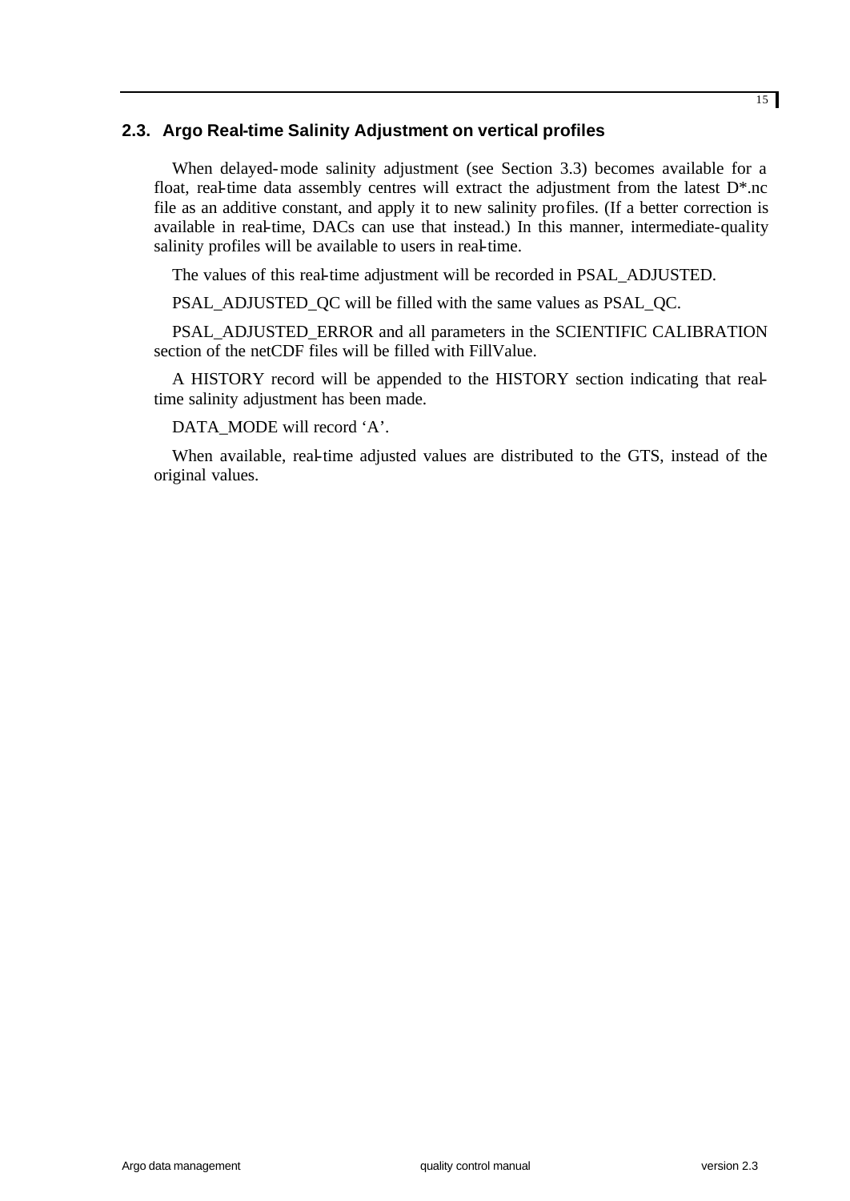## 2.3. Argo Real-time Salinity Adjustment on vertical profiles

When delayed-mode salinity adjustment (see Section 3.3) becomes available for a float, real-time data assembly centres will extract the adjustment from the latest D*.nc file as an additive constant, and apply it to new salinity profiles. (If a better correction is available in real-time, DACs can use that instead.) In this manner, intermediate-quality salinity profiles will be available to users in real-time.

The values of this real-time adjustment will be recorded in PSAL_ADJUSTED.

PSAL_ADJUSTED_QC will be filled with the same values as PSAL_QC.

PSAL_ADJUSTED_ERROR and all parameters in the SCIENTIFIC CALIBRATION section of the netCDF files will be filled with FillValue.

A HISTORY record will be appended to the HISTORY section indicating that real-time salinity adjustment has been made.

DATA_MODE will record 'A'.

When available, real-time adjusted values are distributed to the GTS, instead of the original values.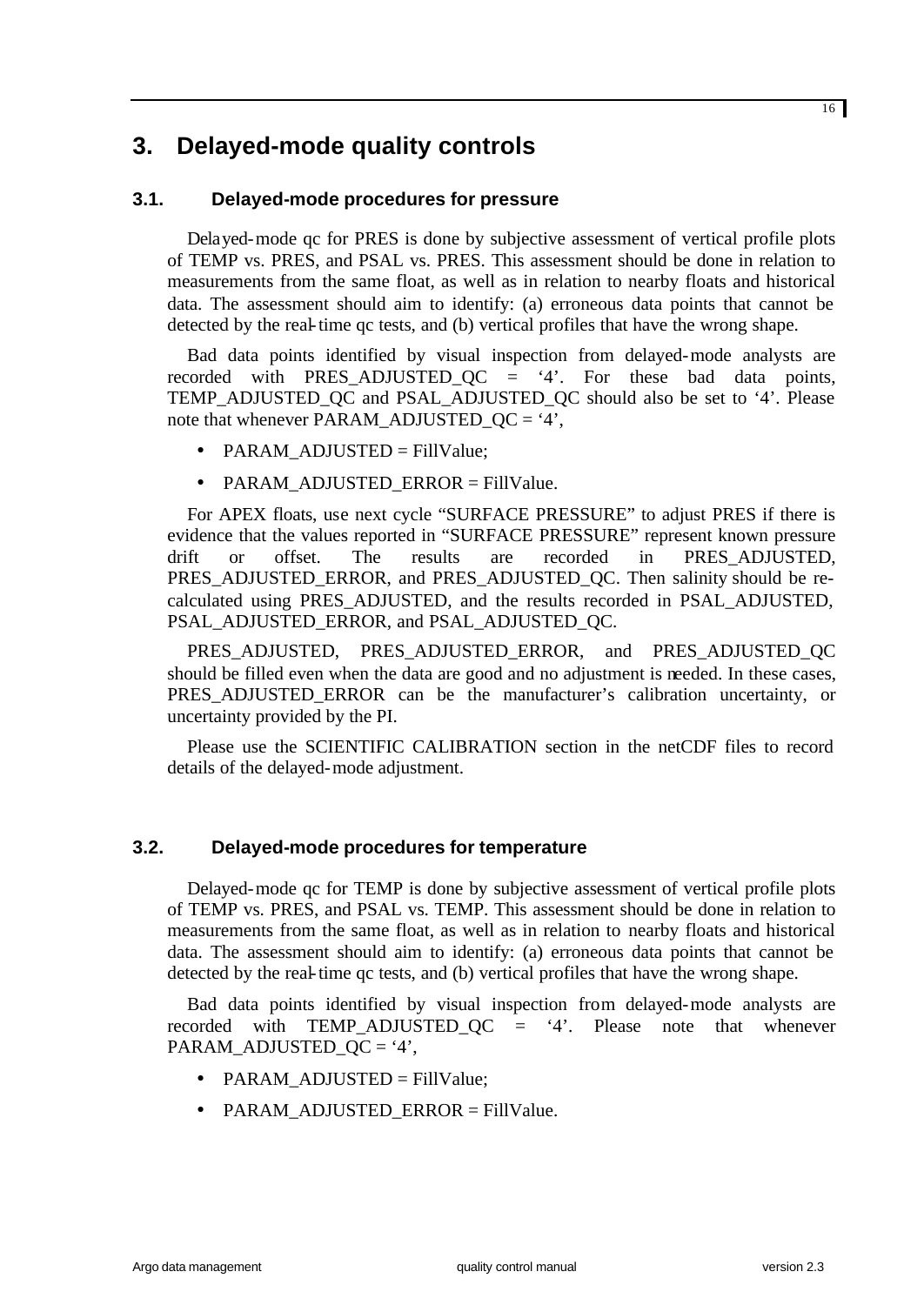# 3. Delayed-mode quality controls

## 3.1. Delayed-mode procedures for pressure

Delayed-mode qc for PRES is done by subjective assessment of vertical profile plots of TEMP vs. PRES, and PSAL vs. PRES. This assessment should be done in relation to measurements from the same float, as well as in relation to nearby floats and historical data. The assessment should aim to identify: (a) erroneous data points that cannot be detected by the real-time qc tests, and (b) vertical profiles that have the wrong shape.

Bad data points identified by visual inspection from delayed-mode analysts are recorded with PRES_ADJUSTED_QC = '4'. For these bad data points, TEMP_ADJUSTED_QC and PSAL_ADJUSTED_QC should also be set to '4'. Please note that whenever PARAM_ADJUSTED_QC = '4',

- PARAM_ADJUSTED = FillValue;
- PARAM_ADJUSTED_ERROR = FillValue.

For APEX floats, use next cycle "SURFACE PRESSURE" to adjust PRES if there is evidence that the values reported in "SURFACE PRESSURE" represent known pressure drift or offset. The results are recorded in PRES_ADJUSTED, PRES_ADJUSTED_ERROR, and PRES_ADJUSTED_QC. Then salinity should be re-calculated using PRES_ADJUSTED, and the results recorded in PSAL_ADJUSTED, PSAL_ADJUSTED_ERROR, and PSAL_ADJUSTED_QC.

PRES_ADJUSTED, PRES_ADJUSTED_ERROR, and PRES_ADJUSTED_QC should be filled even when the data are good and no adjustment is needed. In these cases, PRES_ADJUSTED_ERROR can be the manufacturer's calibration uncertainty, or uncertainty provided by the PI.

Please use the SCIENTIFIC CALIBRATION section in the netCDF files to record details of the delayed-mode adjustment.

## 3.2. Delayed-mode procedures for temperature

Delayed-mode qc for TEMP is done by subjective assessment of vertical profile plots of TEMP vs. PRES, and PSAL vs. TEMP. This assessment should be done in relation to measurements from the same float, as well as in relation to nearby floats and historical data. The assessment should aim to identify: (a) erroneous data points that cannot be detected by the real-time qc tests, and (b) vertical profiles that have the wrong shape.

Bad data points identified by visual inspection from delayed-mode analysts are recorded with TEMP_ADJUSTED_QC = '4'. Please note that whenever PARAM_ADJUSTED_QC = '4',

- PARAM_ADJUSTED = FillValue;
- PARAM_ADJUSTED_ERROR = FillValue.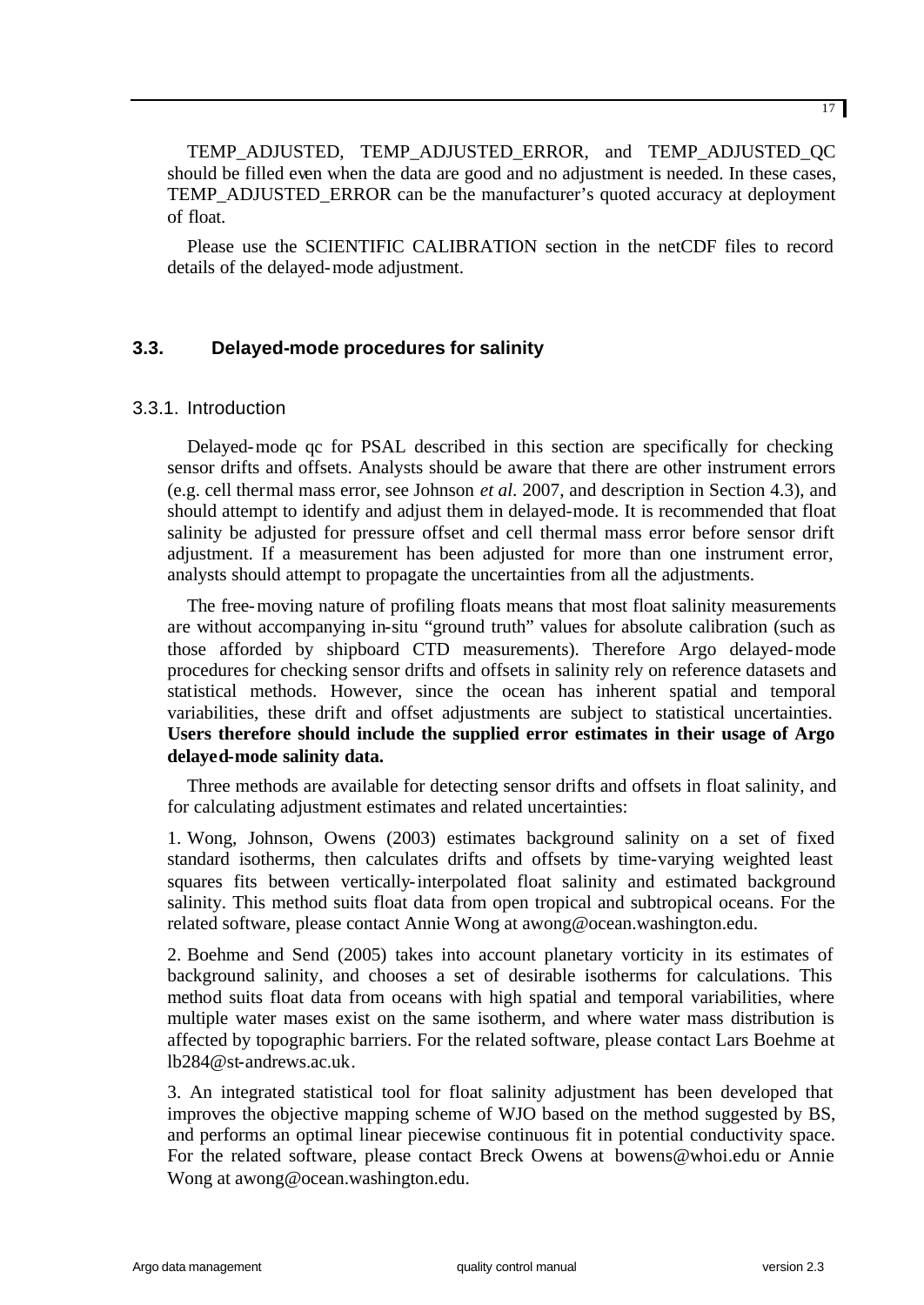TEMP_ADJUSTED, TEMP_ADJUSTED_ERROR, and TEMP_ADJUSTED_QC should be filled even when the data are good and no adjustment is needed. In these cases, TEMP_ADJUSTED_ERROR can be the manufacturer's quoted accuracy at deployment of float.

Please use the SCIENTIFIC CALIBRATION section in the netCDF files to record details of the delayed-mode adjustment.

## 3.3. Delayed-mode procedures for salinity

### 3.3.1. Introduction

Delayed-mode qc for PSAL described in this section are specifically for checking sensor drifts and offsets. Analysts should be aware that there are other instrument errors (e.g. cell thermal mass error, see Johnson *et al.* 2007, and description in Section 4.3), and should attempt to identify and adjust them in delayed-mode. It is recommended that float salinity be adjusted for pressure offset and cell thermal mass error before sensor drift adjustment. If a measurement has been adjusted for more than one instrument error, analysts should attempt to propagate the uncertainties from all the adjustments.

The free-moving nature of profiling floats means that most float salinity measurements are without accompanying in-situ "ground truth" values for absolute calibration (such as those afforded by shipboard CTD measurements). Therefore Argo delayed-mode procedures for checking sensor drifts and offsets in salinity rely on reference datasets and statistical methods. However, since the ocean has inherent spatial and temporal variabilities, these drift and offset adjustments are subject to statistical uncertainties. **Users therefore should include the supplied error estimates in their usage of Argo delayed-mode salinity data.**

Three methods are available for detecting sensor drifts and offsets in float salinity, and for calculating adjustment estimates and related uncertainties:

1. Wong, Johnson, Owens (2003) estimates background salinity on a set of fixed standard isotherms, then calculates drifts and offsets by time-varying weighted least squares fits between vertically-interpolated float salinity and estimated background salinity. This method suits float data from open tropical and subtropical oceans. For the related software, please contact Annie Wong at awong@ocean.washington.edu.

2. Boehme and Send (2005) takes into account planetary vorticity in its estimates of background salinity, and chooses a set of desirable isotherms for calculations. This method suits float data from oceans with high spatial and temporal variabilities, where multiple water mases exist on the same isotherm, and where water mass distribution is affected by topographic barriers. For the related software, please contact Lars Boehme at lb284@st-andrews.ac.uk.

3. An integrated statistical tool for float salinity adjustment has been developed that improves the objective mapping scheme of WJO based on the method suggested by BS, and performs an optimal linear piecewise continuous fit in potential conductivity space. For the related software, please contact Breck Owens at bowens@whoi.edu or Annie Wong at awong@ocean.washington.edu.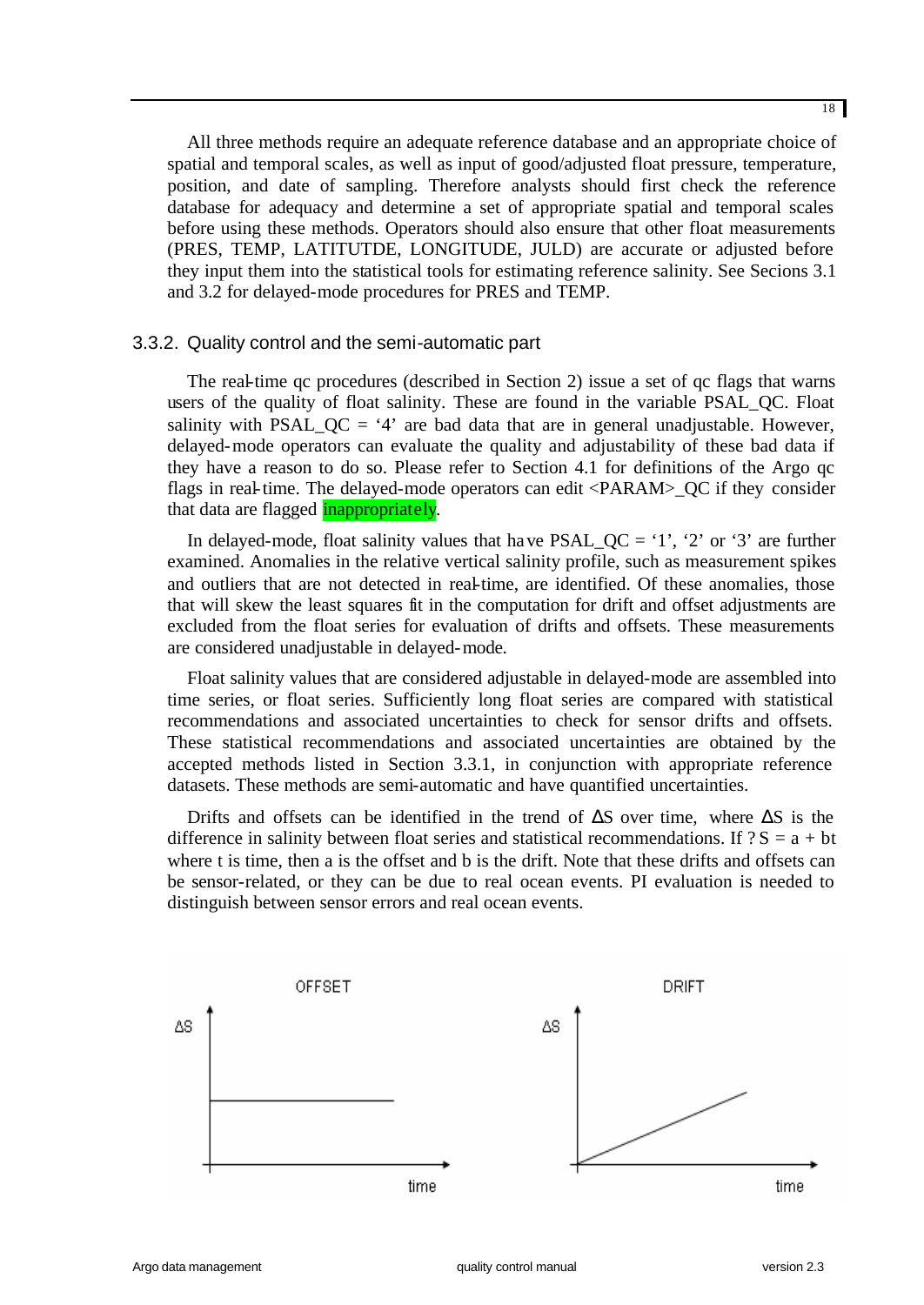All three methods require an adequate reference database and an appropriate choice of spatial and temporal scales, as well as input of good/adjusted float pressure, temperature, position, and date of sampling. Therefore analysts should first check the reference database for adequacy and determine a set of appropriate spatial and temporal scales before using these methods. Operators should also ensure that other float measurements (PRES, TEMP, LATITUTDE, LONGITUDE, JULD) are accurate or adjusted before they input them into the statistical tools for estimating reference salinity. See Secions 3.1 and 3.2 for delayed-mode procedures for PRES and TEMP.

### 3.3.2. Quality control and the semi-automatic part

The real-time qc procedures (described in Section 2) issue a set of qc flags that warns users of the quality of float salinity. These are found in the variable PSAL_QC. Float salinity with PSAL_QC = '4' are bad data that are in general unadjustable. However, delayed-mode operators can evaluate the quality and adjustability of these bad data if they have a reason to do so. Please refer to Section 4.1 for definitions of the Argo qc flags in real-time. The delayed-mode operators can edit <PARAM>_QC if they consider that data are flagged inappropriately.

In delayed-mode, float salinity values that have PSAL_QC = '1', '2' or '3' are further examined. Anomalies in the relative vertical salinity profile, such as measurement spikes and outliers that are not detected in real-time, are identified. Of these anomalies, those that will skew the least squares fit in the computation for drift and offset adjustments are excluded from the float series for evaluation of drifts and offsets. These measurements are considered unadjustable in delayed-mode.

Float salinity values that are considered adjustable in delayed-mode are assembled into time series, or float series. Sufficiently long float series are compared with statistical recommendations and associated uncertainties to check for sensor drifts and offsets. These statistical recommendations and associated uncertainties are obtained by the accepted methods listed in Section 3.3.1, in conjunction with appropriate reference datasets. These methods are semi-automatic and have quantified uncertainties.

Drifts and offsets can be identified in the trend of $\Delta S$ over time, where $\Delta S$ is the difference in salinity between float series and statistical recommendations. If $?S = a + bt$ where t is time, then a is the offset and b is the drift. Note that these drifts and offsets can be sensor-related, or they can be due to real ocean events. PI evaluation is needed to distinguish between sensor errors and real ocean events.

OFFSET

DRIFT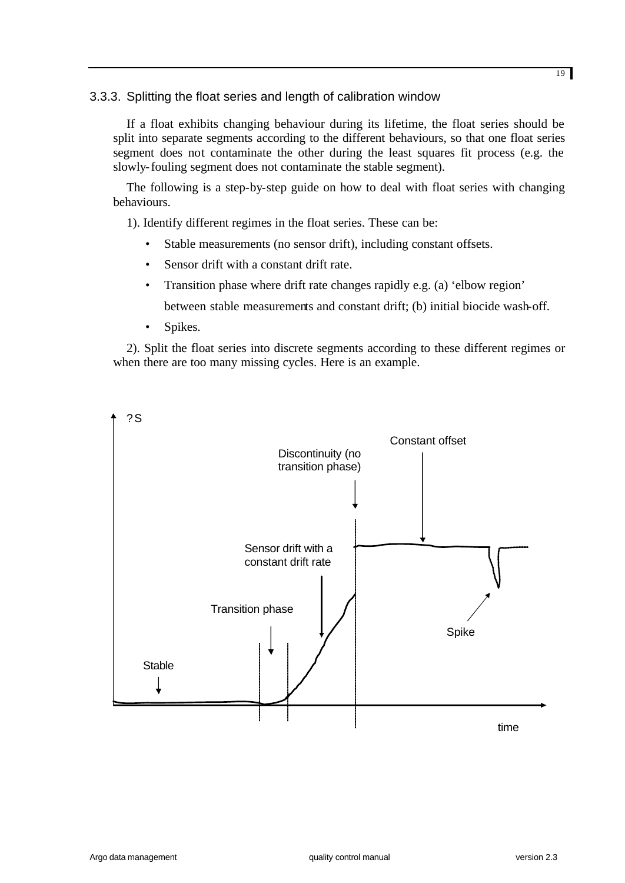### 3.3.3. Splitting the float series and length of calibration window

If a float exhibits changing behaviour during its lifetime, the float series should be split into separate segments according to the different behaviours, so that one float series segment does not contaminate the other during the least squares fit process (e.g. the slowly-fouling segment does not contaminate the stable segment).

The following is a step-by-step guide on how to deal with float series with changing behaviours.

1). Identify different regimes in the float series. These can be:

- Stable measurements (no sensor drift), including constant offsets.
- Sensor drift with a constant drift rate.
- Transition phase where drift rate changes rapidly e.g. (a) 'elbow region' between stable measurements and constant drift; (b) initial biocide wash-off.
- Spikes.

2). Split the float series into discrete segments according to these different regimes or when there are too many missing cycles. Here is an example.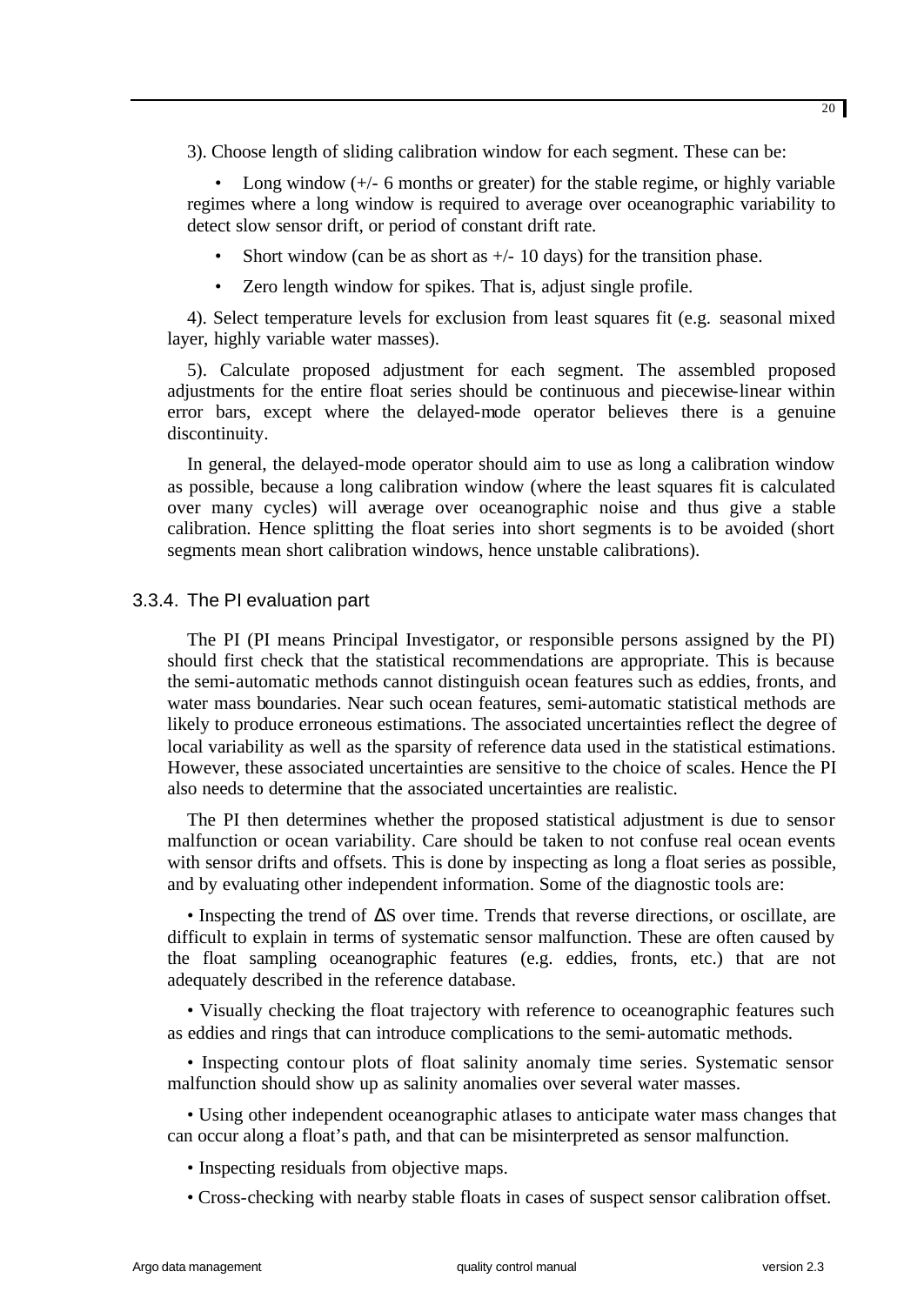3). Choose length of sliding calibration window for each segment. These can be:

- Long window (+/- 6 months or greater) for the stable regime, or highly variable regimes where a long window is required to average over oceanographic variability to detect slow sensor drift, or period of constant drift rate.
- Short window (can be as short as +/- 10 days) for the transition phase.
- Zero length window for spikes. That is, adjust single profile.

4). Select temperature levels for exclusion from least squares fit (e.g. seasonal mixed layer, highly variable water masses).

5). Calculate proposed adjustment for each segment. The assembled proposed adjustments for the entire float series should be continuous and piecewise-linear within error bars, except where the delayed-mode operator believes there is a genuine discontinuity.

In general, the delayed-mode operator should aim to use as long a calibration window as possible, because a long calibration window (where the least squares fit is calculated over many cycles) will average over oceanographic noise and thus give a stable calibration. Hence splitting the float series into short segments is to be avoided (short segments mean short calibration windows, hence unstable calibrations).

### 3.3.4. The PI evaluation part

The PI (PI means Principal Investigator, or responsible persons assigned by the PI) should first check that the statistical recommendations are appropriate. This is because the semi-automatic methods cannot distinguish ocean features such as eddies, fronts, and water mass boundaries. Near such ocean features, semi-automatic statistical methods are likely to produce erroneous estimations. The associated uncertainties reflect the degree of local variability as well as the sparsity of reference data used in the statistical estimations. However, these associated uncertainties are sensitive to the choice of scales. Hence the PI also needs to determine that the associated uncertainties are realistic.

The PI then determines whether the proposed statistical adjustment is due to sensor malfunction or ocean variability. Care should be taken to not confuse real ocean events with sensor drifts and offsets. This is done by inspecting as long a float series as possible, and by evaluating other independent information. Some of the diagnostic tools are:

- Inspecting the trend of $\Delta S$ over time. Trends that reverse directions, or oscillate, are difficult to explain in terms of systematic sensor malfunction. These are often caused by the float sampling oceanographic features (e.g. eddies, fronts, etc.) that are not adequately described in the reference database.
- Visually checking the float trajectory with reference to oceanographic features such as eddies and rings that can introduce complications to the semi-automatic methods.
- Inspecting contour plots of float salinity anomaly time series. Systematic sensor malfunction should show up as salinity anomalies over several water masses.
- Using other independent oceanographic atlases to anticipate water mass changes that can occur along a float's path, and that can be misinterpreted as sensor malfunction.
- Inspecting residuals from objective maps.
- Cross-checking with nearby stable floats in cases of suspect sensor calibration offset.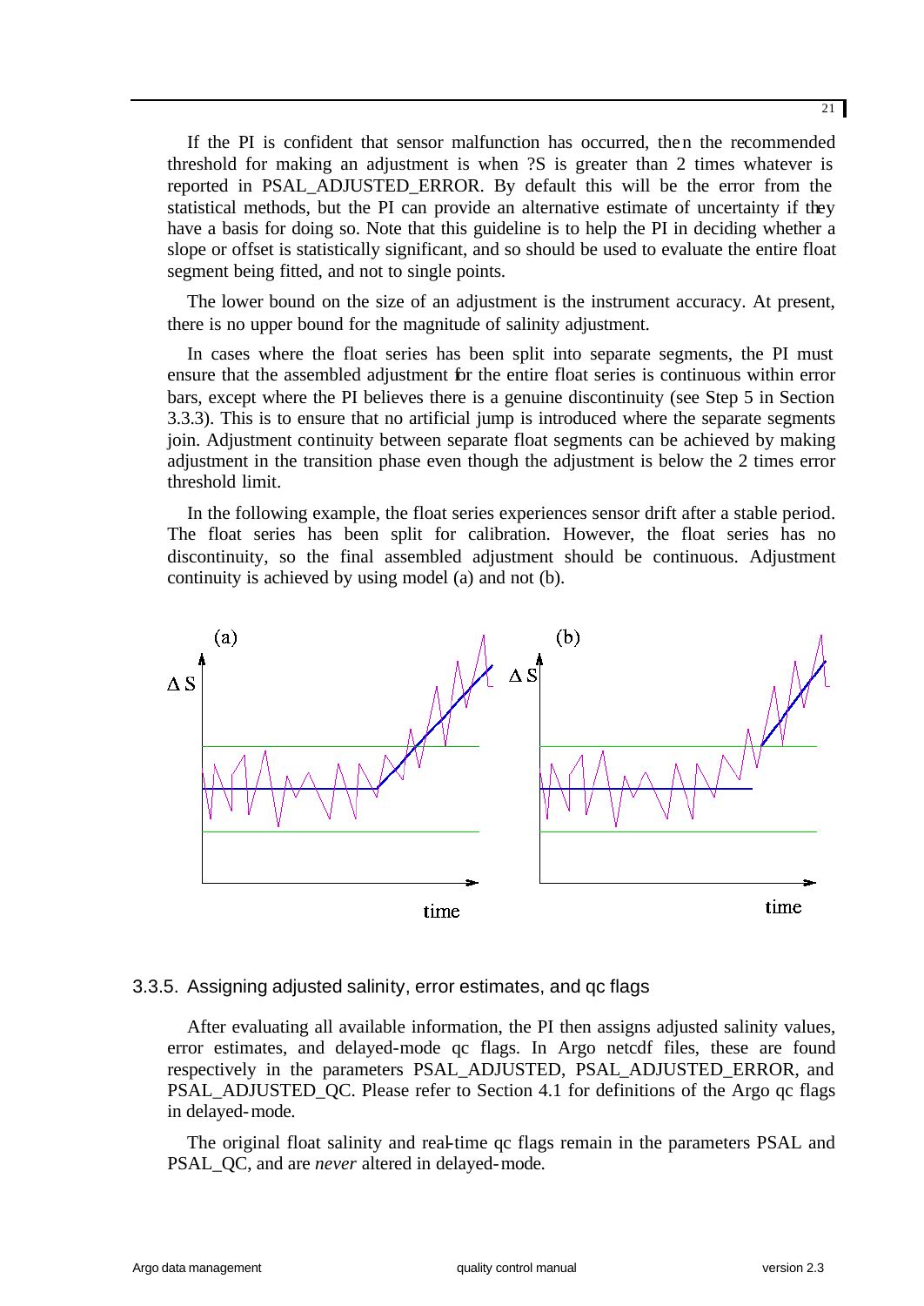If the PI is confident that sensor malfunction has occurred, then the recommended threshold for making an adjustment is when ?S is greater than 2 times whatever is reported in PSAL_ADJUSTED_ERROR. By default this will be the error from the statistical methods, but the PI can provide an alternative estimate of uncertainty if they have a basis for doing so. Note that this guideline is to help the PI in deciding whether a slope or offset is statistically significant, and so should be used to evaluate the entire float segment being fitted, and not to single points.

The lower bound on the size of an adjustment is the instrument accuracy. At present, there is no upper bound for the magnitude of salinity adjustment.

In cases where the float series has been split into separate segments, the PI must ensure that the assembled adjustment for the entire float series is continuous within error bars, except where the PI believes there is a genuine discontinuity (see Step 5 in Section 3.3.3). This is to ensure that no artificial jump is introduced where the separate segments join. Adjustment continuity between separate float segments can be achieved by making adjustment in the transition phase even though the adjustment is below the 2 times error threshold limit.

In the following example, the float series experiences sensor drift after a stable period. The float series has been split for calibration. However, the float series has no discontinuity, so the final assembled adjustment should be continuous. Adjustment continuity is achieved by using model (a) and not (b).

### 3.3.5. Assigning adjusted salinity, error estimates, and qc flags

After evaluating all available information, the PI then assigns adjusted salinity values, error estimates, and delayed-mode qc flags. In Argo netcdf files, these are found respectively in the parameters PSAL_ADJUSTED, PSAL_ADJUSTED_ERROR, and PSAL_ADJUSTED_QC. Please refer to Section 4.1 for definitions of the Argo qc flags in delayed-mode.

The original float salinity and real-time qc flags remain in the parameters PSAL and PSAL_QC, and are *never* altered in delayed-mode.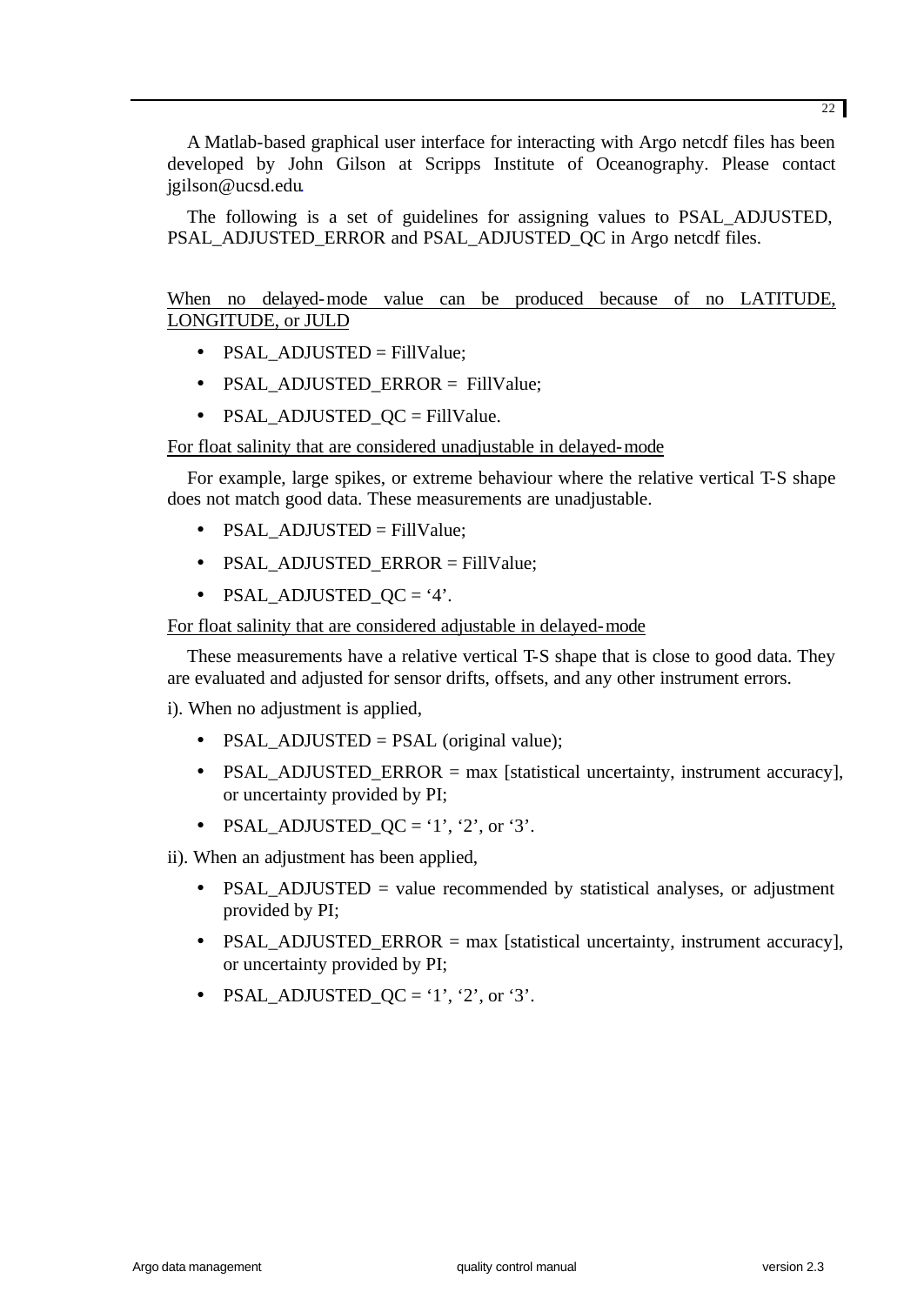A Matlab-based graphical user interface for interacting with Argo netcdf files has been developed by John Gilson at Scripps Institute of Oceanography. Please contact jgilson@ucsd.edu.

The following is a set of guidelines for assigning values to PSAL_ADJUSTED, PSAL_ADJUSTED_ERROR and PSAL_ADJUSTED_QC in Argo netcdf files.

<u>When no delayed-mode value can be produced because of no LATITUDE, LONGITUDE, or JULD</u>

- PSAL_ADJUSTED = FillValue;
- PSAL_ADJUSTED_ERROR = FillValue;
- PSAL_ADJUSTED_QC = FillValue.

<u>For float salinity that are considered unadjustable in delayed-mode</u>

For example, large spikes, or extreme behaviour where the relative vertical T-S shape does not match good data. These measurements are unadjustable.

- PSAL_ADJUSTED = FillValue;
- PSAL_ADJUSTED_ERROR = FillValue;
- PSAL_ADJUSTED_QC = ‘4’.

<u>For float salinity that are considered adjustable in delayed-mode</u>

These measurements have a relative vertical T-S shape that is close to good data. They are evaluated and adjusted for sensor drifts, offsets, and any other instrument errors.

i). When no adjustment is applied,

- PSAL_ADJUSTED = PSAL (original value);
- PSAL_ADJUSTED_ERROR = max [statistical uncertainty, instrument accuracy], or uncertainty provided by PI;
- PSAL_ADJUSTED_QC = ‘1’, ‘2’, or ‘3’.

ii). When an adjustment has been applied,

- PSAL_ADJUSTED = value recommended by statistical analyses, or adjustment provided by PI;
- PSAL_ADJUSTED_ERROR = max [statistical uncertainty, instrument accuracy], or uncertainty provided by PI;
- PSAL_ADJUSTED_QC = ‘1’, ‘2’, or ‘3’.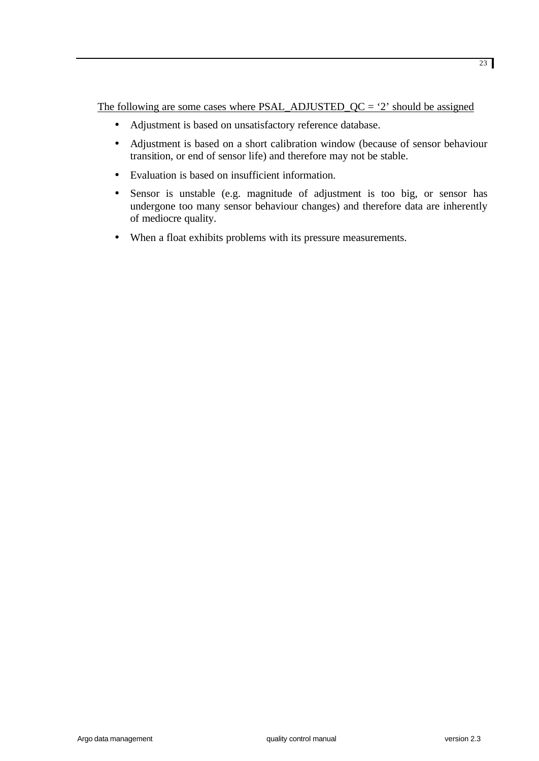<u>The following are some cases where PSAL_ADJUSTED_QC = ‘2’ should be assigned</u>

- Adjustment is based on unsatisfactory reference database.
- Adjustment is based on a short calibration window (because of sensor behaviour transition, or end of sensor life) and therefore may not be stable.
- Evaluation is based on insufficient information.
- Sensor is unstable (e.g. magnitude of adjustment is too big, or sensor has undergone too many sensor behaviour changes) and therefore data are inherently of mediocre quality.
- When a float exhibits problems with its pressure measurements.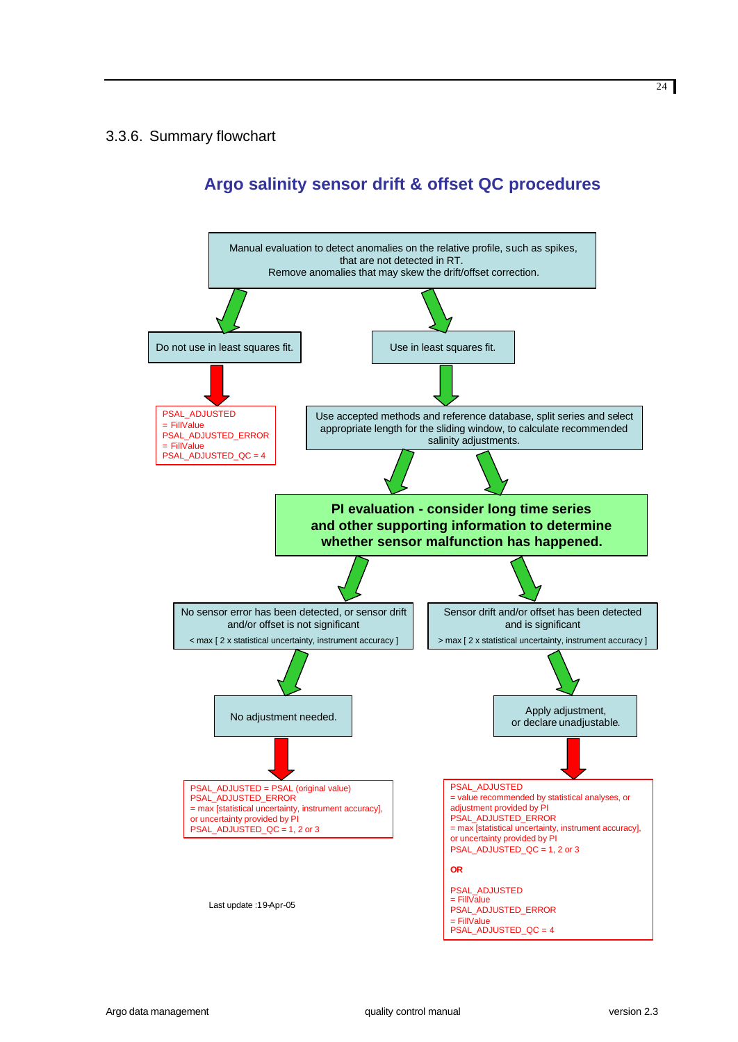### 3.3.6. Summary flowchart

**Argo salinity sensor drift & offset QC procedures**

Manual evaluation to detect anomalies on the relative profile, such as spikes, that are not detected in RT.
Remove anomalies that may skew the drift/offset correction.

Do not use in least squares fit.

PSAL_ADJUSTED
= FillValue
PSAL_ADJUSTED_ERROR
= FillValue
PSAL_ADJUSTED_QC = 4

Use in least squares fit.

Use accepted methods and reference database, split series and select appropriate length for the sliding window, to calculate recommended salinity adjustments.

**PI evaluation - consider long time series and other supporting information to determine whether sensor malfunction has happened.**

No sensor error has been detected, or sensor drift and/or offset is not significant
< max [ 2 x statistical uncertainty, instrument accuracy ]

No adjustment needed.

PSAL_ADJUSTED = PSAL (original value)
PSAL_ADJUSTED_ERROR
= max [statistical uncertainty, instrument accuracy],
or uncertainty provided by PI
PSAL_ADJUSTED_QC = 1, 2 or 3

Sensor drift and/or offset has been detected and is significant
> max [ 2 x statistical uncertainty, instrument accuracy ]

Apply adjustment,
or declare unadjustable.

PSAL_ADJUSTED
= value recommended by statistical analyses, or adjustment provided by PI
PSAL_ADJUSTED_ERROR
= max [statistical uncertainty, instrument accuracy],
or uncertainty provided by PI
PSAL_ADJUSTED_QC = 1, 2 or 3

**OR**

PSAL_ADJUSTED
= FillValue
PSAL_ADJUSTED_ERROR
= FillValue
PSAL_ADJUSTED_QC = 4

Last update :19-Apr-05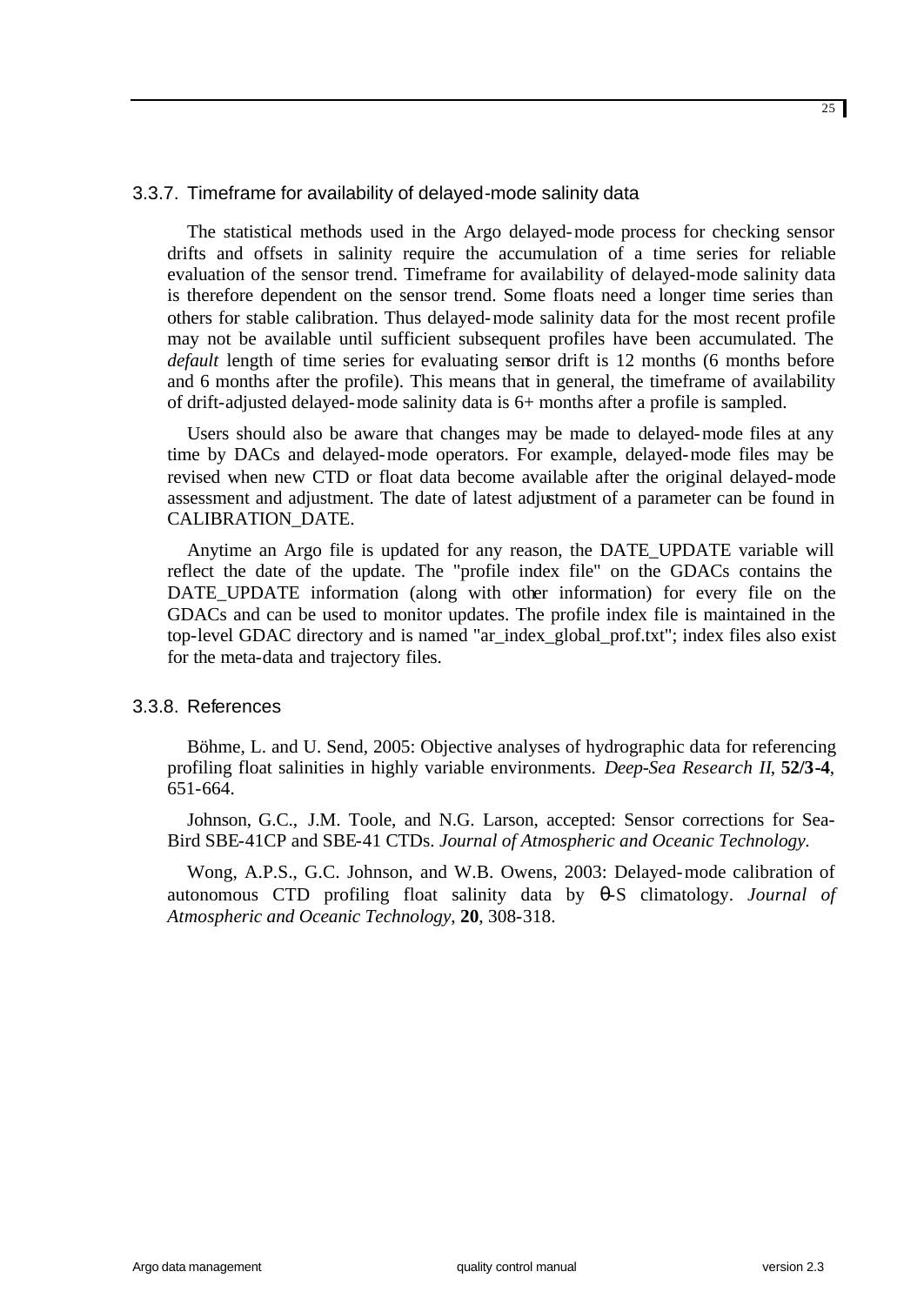### 3.3.7. Timeframe for availability of delayed-mode salinity data

The statistical methods used in the Argo delayed-mode process for checking sensor drifts and offsets in salinity require the accumulation of a time series for reliable evaluation of the sensor trend. Timeframe for availability of delayed-mode salinity data is therefore dependent on the sensor trend. Some floats need a longer time series than others for stable calibration. Thus delayed-mode salinity data for the most recent profile may not be available until sufficient subsequent profiles have been accumulated. The *default* length of time series for evaluating sensor drift is 12 months (6 months before and 6 months after the profile). This means that in general, the timeframe of availability of drift-adjusted delayed-mode salinity data is 6+ months after a profile is sampled.

Users should also be aware that changes may be made to delayed-mode files at any time by DACs and delayed-mode operators. For example, delayed-mode files may be revised when new CTD or float data become available after the original delayed-mode assessment and adjustment. The date of latest adjustment of a parameter can be found in CALIBRATION_DATE.

Anytime an Argo file is updated for any reason, the DATE_UPDATE variable will reflect the date of the update. The "profile index file" on the GDACs contains the DATE_UPDATE information (along with other information) for every file on the GDACs and can be used to monitor updates. The profile index file is maintained in the top-level GDAC directory and is named "ar_index_global_prof.txt"; index files also exist for the meta-data and trajectory files.

### 3.3.8. References

Böhme, L. and U. Send, 2005: Objective analyses of hydrographic data for referencing profiling float salinities in highly variable environments. *Deep-Sea Research II*, **52/3-4**, 651-664.

Johnson, G.C., J.M. Toole, and N.G. Larson, accepted: Sensor corrections for Sea-Bird SBE-41CP and SBE-41 CTDs. *Journal of Atmospheric and Oceanic Technology*.

Wong, A.P.S., G.C. Johnson, and W.B. Owens, 2003: Delayed-mode calibration of autonomous CTD profiling float salinity data by θ-S climatology. *Journal of Atmospheric and Oceanic Technology*, **20**, 308-318.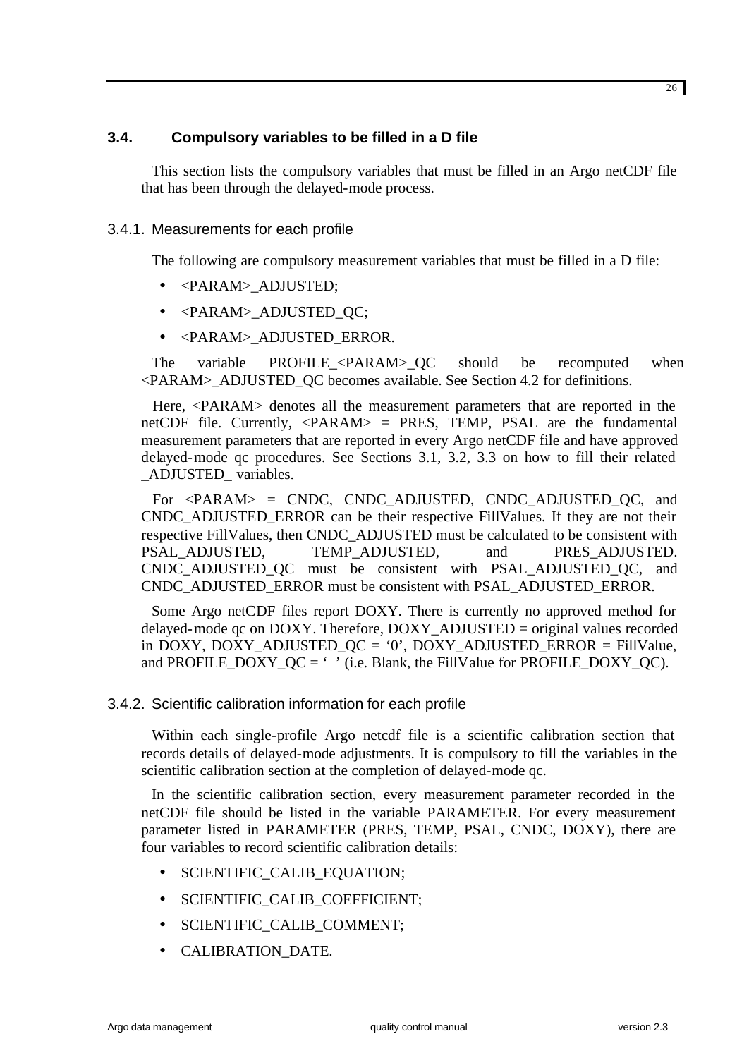## 3.4. Compulsory variables to be filled in a D file

This section lists the compulsory variables that must be filled in an Argo netCDF file that has been through the delayed-mode process.

### 3.4.1. Measurements for each profile

The following are compulsory measurement variables that must be filled in a D file:

- <PARAM>_ADJUSTED;
- <PARAM>_ADJUSTED_QC;
- <PARAM>_ADJUSTED_ERROR.

The variable PROFILE_<PARAM>_QC should be recomputed when <PARAM>_ADJUSTED_QC becomes available. See Section 4.2 for definitions.

Here, <PARAM> denotes all the measurement parameters that are reported in the netCDF file. Currently, <PARAM> = PRES, TEMP, PSAL are the fundamental measurement parameters that are reported in every Argo netCDF file and have approved delayed-mode qc procedures. See Sections 3.1, 3.2, 3.3 on how to fill their related _ADJUSTED_ variables.

For <PARAM> = CNDC, CNDC_ADJUSTED, CNDC_ADJUSTED_QC, and CNDC_ADJUSTED_ERROR can be their respective FillValues. If they are not their respective FillValues, then CNDC_ADJUSTED must be calculated to be consistent with PSAL_ADJUSTED, TEMP_ADJUSTED, and PRES_ADJUSTED. CNDC_ADJUSTED_QC must be consistent with PSAL_ADJUSTED_QC, and CNDC_ADJUSTED_ERROR must be consistent with PSAL_ADJUSTED_ERROR.

Some Argo netCDF files report DOXY. There is currently no approved method for delayed-mode qc on DOXY. Therefore, DOXY_ADJUSTED = original values recorded in DOXY, DOXY_ADJUSTED_QC = '0', DOXY_ADJUSTED_ERROR = FillValue, and PROFILE_DOXY_QC = ' ' (i.e. Blank, the FillValue for PROFILE_DOXY_QC).

### 3.4.2. Scientific calibration information for each profile

Within each single-profile Argo netcdf file is a scientific calibration section that records details of delayed-mode adjustments. It is compulsory to fill the variables in the scientific calibration section at the completion of delayed-mode qc.

In the scientific calibration section, every measurement parameter recorded in the netCDF file should be listed in the variable PARAMETER. For every measurement parameter listed in PARAMETER (PRES, TEMP, PSAL, CNDC, DOXY), there are four variables to record scientific calibration details:

- SCIENTIFIC_CALIB_EQUATION;
- SCIENTIFIC_CALIB_COEFFICIENT;
- SCIENTIFIC_CALIB_COMMENT;
- CALIBRATION_DATE.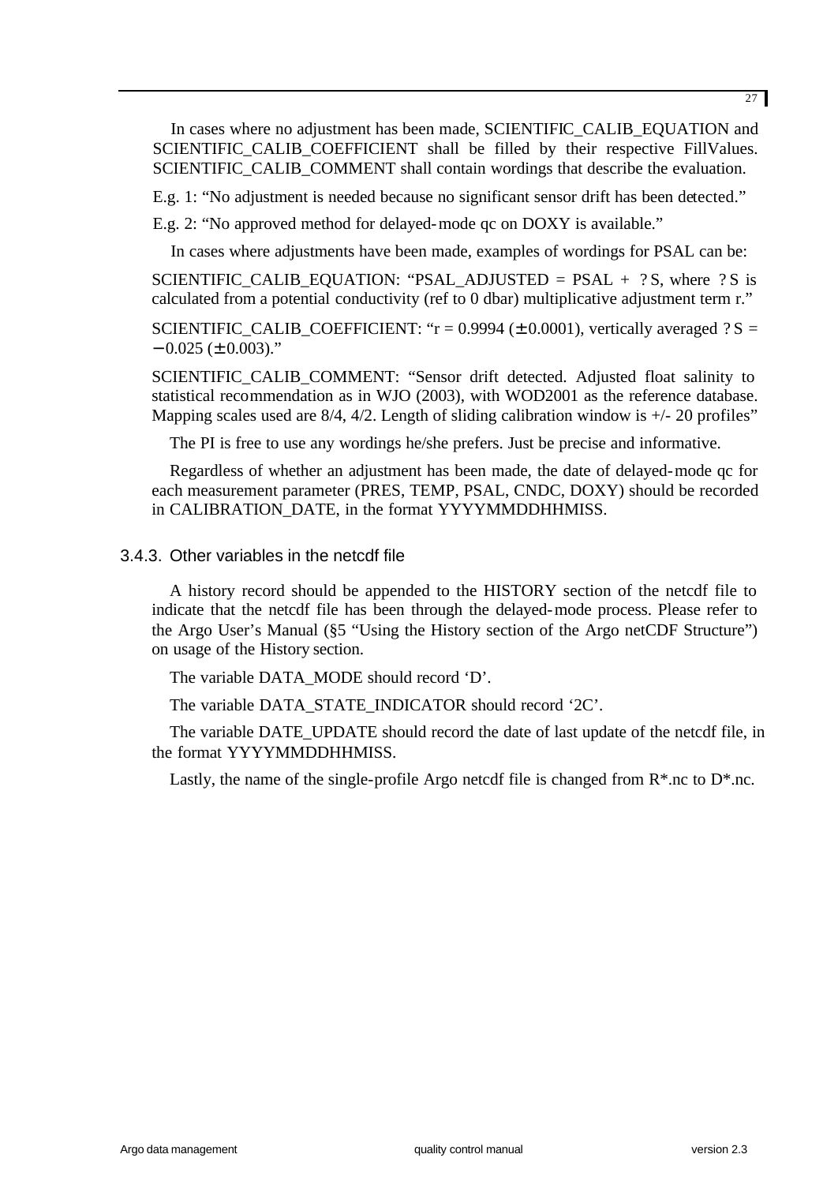In cases where no adjustment has been made, SCIENTIFIC_CALIB_EQUATION and SCIENTIFIC_CALIB_COEFFICIENT shall be filled by their respective FillValues. SCIENTIFIC_CALIB_COMMENT shall contain wordings that describe the evaluation.

E.g. 1: "No adjustment is needed because no significant sensor drift has been detected."

E.g. 2: "No approved method for delayed-mode qc on DOXY is available."

In cases where adjustments have been made, examples of wordings for PSAL can be:

SCIENTIFIC_CALIB_EQUATION: "PSAL_ADJUSTED = PSAL + ? S, where ? S is calculated from a potential conductivity (ref to 0 dbar) multiplicative adjustment term r."

SCIENTIFIC_CALIB_COEFFICIENT: "r = 0.9994 (± 0.0001), vertically averaged ? S = − 0.025 (± 0.003)."

SCIENTIFIC_CALIB_COMMENT: "Sensor drift detected. Adjusted float salinity to statistical recommendation as in WJO (2003), with WOD2001 as the reference database. Mapping scales used are 8/4, 4/2. Length of sliding calibration window is +/- 20 profiles"

The PI is free to use any wordings he/she prefers. Just be precise and informative.

Regardless of whether an adjustment has been made, the date of delayed-mode qc for each measurement parameter (PRES, TEMP, PSAL, CNDC, DOXY) should be recorded in CALIBRATION_DATE, in the format YYYYMMDDHHMISS.

### 3.4.3. Other variables in the netcdf file

A history record should be appended to the HISTORY section of the netcdf file to indicate that the netcdf file has been through the delayed-mode process. Please refer to the Argo User's Manual (§5 "Using the History section of the Argo netCDF Structure") on usage of the History section.

The variable DATA_MODE should record 'D'.

The variable DATA_STATE_INDICATOR should record '2C'.

The variable DATE_UPDATE should record the date of last update of the netcdf file, in the format YYYYMMDDHHMISS.

Lastly, the name of the single-profile Argo netcdf file is changed from R*.nc to D*.nc.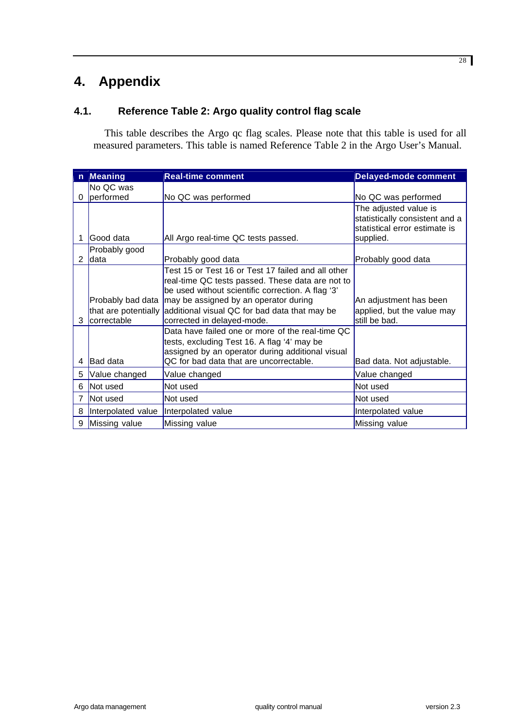# 4. Appendix

## 4.1. Reference Table 2: Argo quality control flag scale

This table describes the Argo qc flag scales. Please note that this table is used for all measured parameters. This table is named Reference Table 2 in the Argo User's Manual.

| n | Meaning | Real-time comment | Delayed-mode comment |
|---|---|---|---|
| 0 | No QC was performed | No QC was performed | No QC was performed |
| 1 | Good data | All Argo real-time QC tests passed. | The adjusted value is statistically consistent and a statistical error estimate is supplied. |
| 2 | Probably good data | Probably good data | Probably good data |
| 3 | Probably bad data that are potentially correctable | Test 15 or Test 16 or Test 17 failed and all other real-time QC tests passed. These data are not to be used without scientific correction. A flag '3' may be assigned by an operator during additional visual QC for bad data that may be corrected in delayed-mode. | An adjustment has been applied, but the value may still be bad. |
| 4 | Bad data | Data have failed one or more of the real-time QC tests, excluding Test 16. A flag '4' may be assigned by an operator during additional visual QC for bad data that are uncorrectable. | Bad data. Not adjustable. |
| 5 | Value changed | Value changed | Value changed |
| 6 | Not used | Not used | Not used |
| 7 | Not used | Not used | Not used |
| 8 | Interpolated value | Interpolated value | Interpolated value |
| 9 | Missing value | Missing value | Missing value |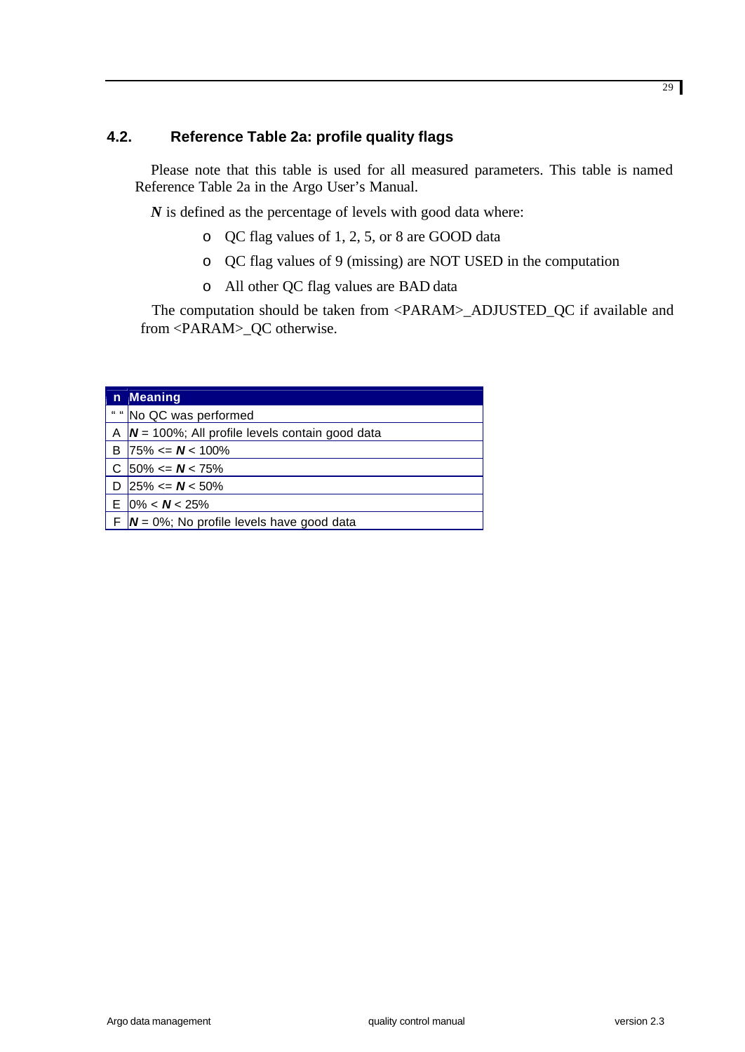## 4.2. Reference Table 2a: profile quality flags

Please note that this table is used for all measured parameters. This table is named Reference Table 2a in the Argo User's Manual.

***N*** is defined as the percentage of levels with good data where:

- QC flag values of 1, 2, 5, or 8 are GOOD data
- QC flag values of 9 (missing) are NOT USED in the computation
- All other QC flag values are BAD data

The computation should be taken from <PARAM>_ADJUSTED_QC if available and from <PARAM>_QC otherwise.

| n | Meaning |
|---|---|
| " " | No QC was performed |
| A | ***N*** = 100%; All profile levels contain good data |
| B | 75% <= ***N*** < 100% |
| C | 50% <= ***N*** < 75% |
| D | 25% <= ***N*** < 50% |
| E | 0% < ***N*** < 25% |
| F | ***N*** = 0%; No profile levels have good data |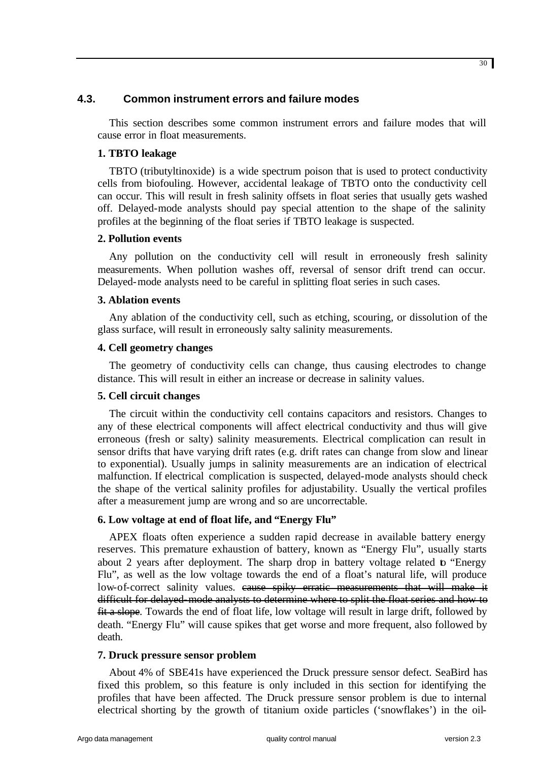## 4.3. Common instrument errors and failure modes

This section describes some common instrument errors and failure modes that will cause error in float measurements.

**1. TBTO leakage**

TBTO (tributyltinoxide) is a wide spectrum poison that is used to protect conductivity cells from biofouling. However, accidental leakage of TBTO onto the conductivity cell can occur. This will result in fresh salinity offsets in float series that usually gets washed off. Delayed-mode analysts should pay special attention to the shape of the salinity profiles at the beginning of the float series if TBTO leakage is suspected.

**2. Pollution events**

Any pollution on the conductivity cell will result in erroneously fresh salinity measurements. When pollution washes off, reversal of sensor drift trend can occur. Delayed-mode analysts need to be careful in splitting float series in such cases.

**3. Ablation events**

Any ablation of the conductivity cell, such as etching, scouring, or dissolution of the glass surface, will result in erroneously salty salinity measurements.

**4. Cell geometry changes**

The geometry of conductivity cells can change, thus causing electrodes to change distance. This will result in either an increase or decrease in salinity values.

**5. Cell circuit changes**

The circuit within the conductivity cell contains capacitors and resistors. Changes to any of these electrical components will affect electrical conductivity and thus will give erroneous (fresh or salty) salinity measurements. Electrical complication can result in sensor drifts that have varying drift rates (e.g. drift rates can change from slow and linear to exponential). Usually jumps in salinity measurements are an indication of electrical malfunction. If electrical complication is suspected, delayed-mode analysts should check the shape of the vertical salinity profiles for adjustability. Usually the vertical profiles after a measurement jump are wrong and so are uncorrectable.

**6. Low voltage at end of float life, and "Energy Flu"**

APEX floats often experience a sudden rapid decrease in available battery energy reserves. This premature exhaustion of battery, known as "Energy Flu", usually starts about 2 years after deployment. The sharp drop in battery voltage related to "Energy Flu", as well as the low voltage towards the end of a float's natural life, will produce low-of-correct salinity values. ~~cause spiky erratic measurements that will make it difficult for delayed-mode analysts to determine where to split the float series and how to fit a slope~~. Towards the end of float life, low voltage will result in large drift, followed by death. "Energy Flu" will cause spikes that get worse and more frequent, also followed by death.

**7. Druck pressure sensor problem**

About 4% of SBE41s have experienced the Druck pressure sensor defect. SeaBird has fixed this problem, so this feature is only included in this section for identifying the profiles that have been affected. The Druck pressure sensor problem is due to internal electrical shorting by the growth of titanium oxide particles ('snowflakes') in the oil-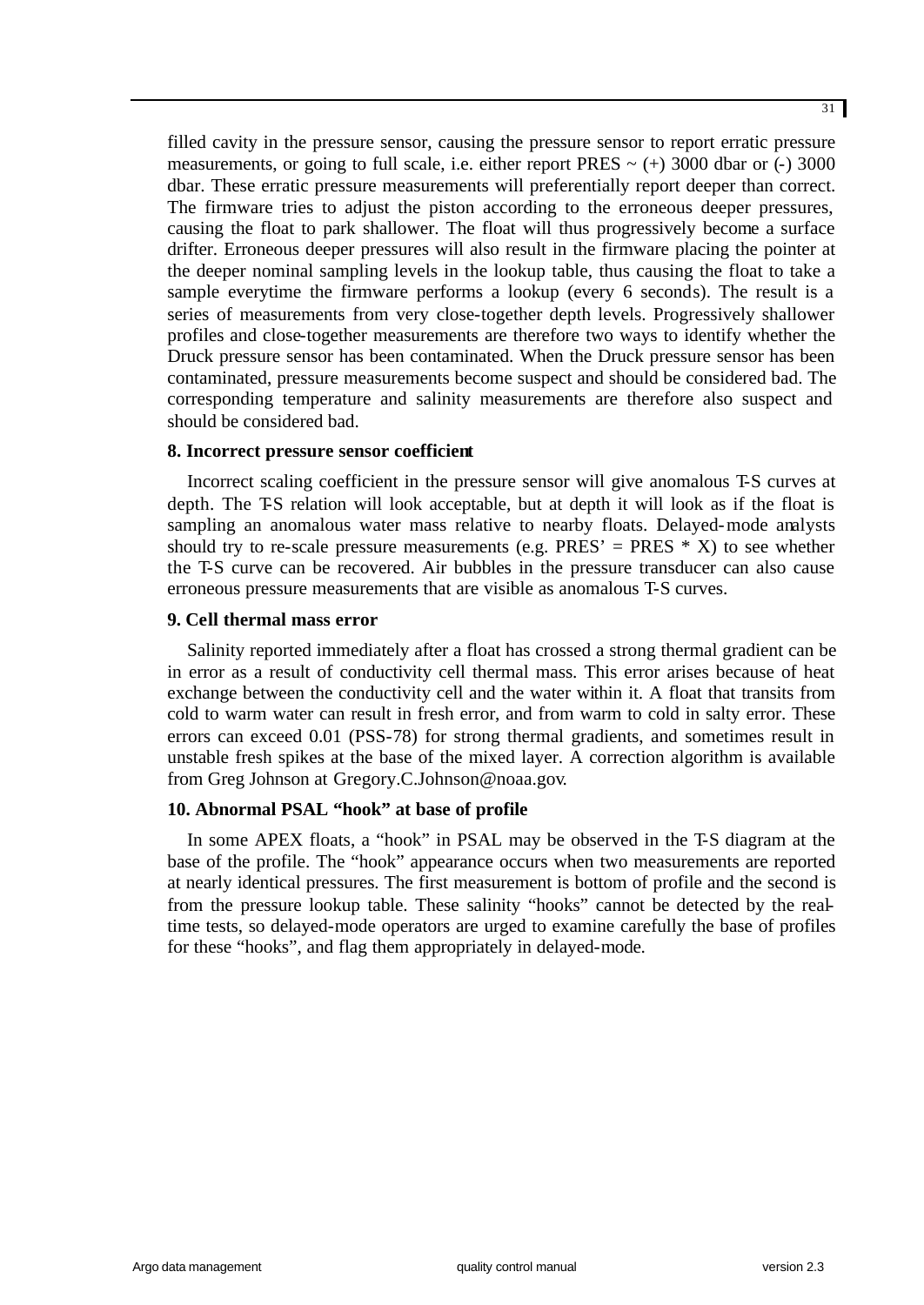filled cavity in the pressure sensor, causing the pressure sensor to report erratic pressure measurements, or going to full scale, i.e. either report PRES ~ (+) 3000 dbar or (-) 3000 dbar. These erratic pressure measurements will preferentially report deeper than correct. The firmware tries to adjust the piston according to the erroneous deeper pressures, causing the float to park shallower. The float will thus progressively become a surface drifter. Erroneous deeper pressures will also result in the firmware placing the pointer at the deeper nominal sampling levels in the lookup table, thus causing the float to take a sample everytime the firmware performs a lookup (every 6 seconds). The result is a series of measurements from very close-together depth levels. Progressively shallower profiles and close-together measurements are therefore two ways to identify whether the Druck pressure sensor has been contaminated. When the Druck pressure sensor has been contaminated, pressure measurements become suspect and should be considered bad. The corresponding temperature and salinity measurements are therefore also suspect and should be considered bad.

#### 8. Incorrect pressure sensor coefficient

Incorrect scaling coefficient in the pressure sensor will give anomalous T-S curves at depth. The T-S relation will look acceptable, but at depth it will look as if the float is sampling an anomalous water mass relative to nearby floats. Delayed-mode analysts should try to re-scale pressure measurements (e.g. PRES' = PRES * X) to see whether the T-S curve can be recovered. Air bubbles in the pressure transducer can also cause erroneous pressure measurements that are visible as anomalous T-S curves.

#### 9. Cell thermal mass error

Salinity reported immediately after a float has crossed a strong thermal gradient can be in error as a result of conductivity cell thermal mass. This error arises because of heat exchange between the conductivity cell and the water within it. A float that transits from cold to warm water can result in fresh error, and from warm to cold in salty error. These errors can exceed 0.01 (PSS-78) for strong thermal gradients, and sometimes result in unstable fresh spikes at the base of the mixed layer. A correction algorithm is available from Greg Johnson at Gregory.C.Johnson@noaa.gov.

#### 10. Abnormal PSAL "hook" at base of profile

In some APEX floats, a "hook" in PSAL may be observed in the T-S diagram at the base of the profile. The "hook" appearance occurs when two measurements are reported at nearly identical pressures. The first measurement is bottom of profile and the second is from the pressure lookup table. These salinity "hooks" cannot be detected by the real-time tests, so delayed-mode operators are urged to examine carefully the base of profiles for these "hooks", and flag them appropriately in delayed-mode.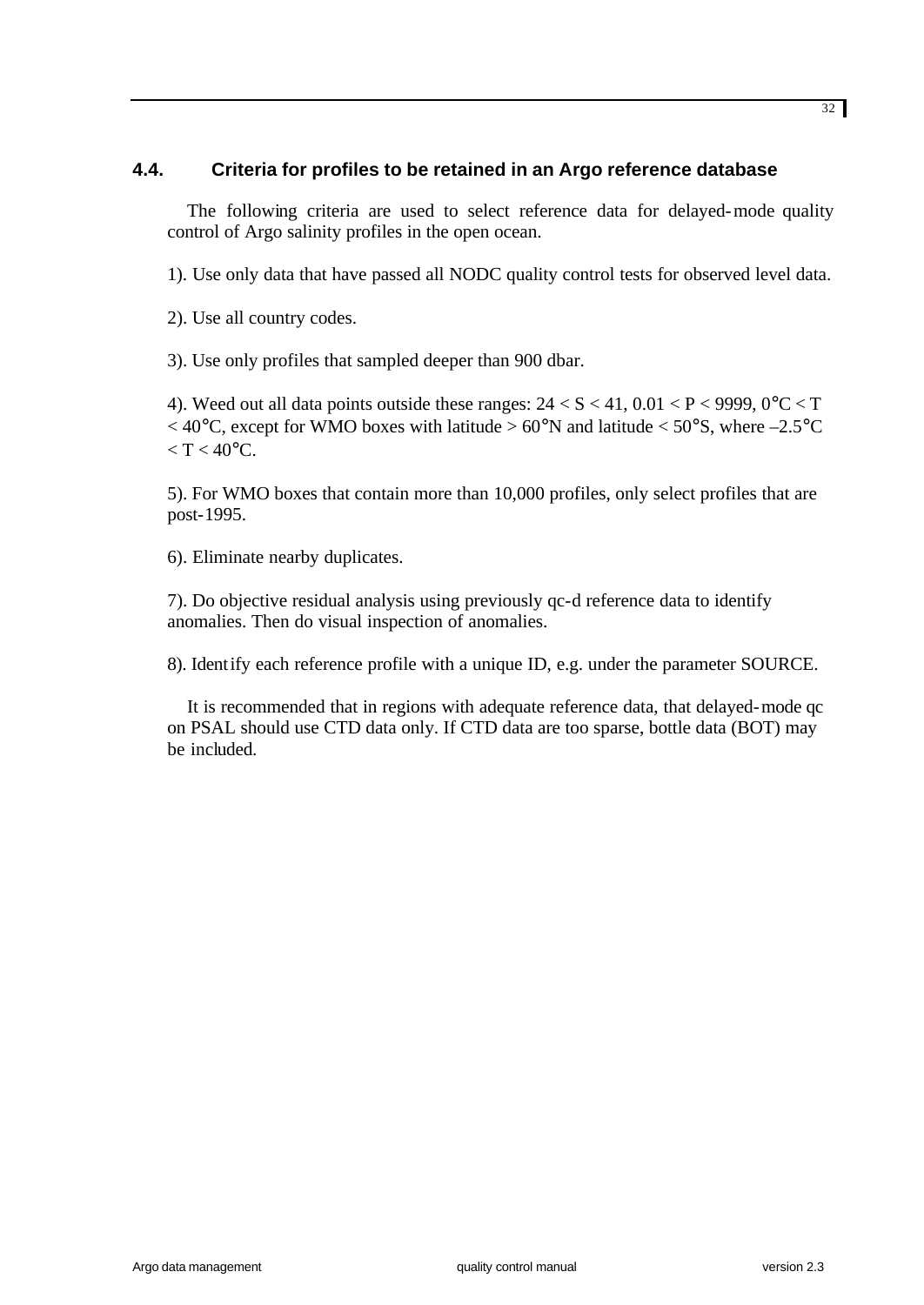## 4.4. Criteria for profiles to be retained in an Argo reference database

The following criteria are used to select reference data for delayed-mode quality control of Argo salinity profiles in the open ocean.

1). Use only data that have passed all NODC quality control tests for observed level data.

2). Use all country codes.

3). Use only profiles that sampled deeper than 900 dbar.

4). Weed out all data points outside these ranges: $24 < S < 41$, $0.01 < P < 9999$, $0°C < T < 40°C$, except for WMO boxes with latitude > 60°N and latitude < 50°S, where $-2.5°C < T < 40°C$.

5). For WMO boxes that contain more than 10,000 profiles, only select profiles that are post-1995.

6). Eliminate nearby duplicates.

7). Do objective residual analysis using previously qc-d reference data to identify anomalies. Then do visual inspection of anomalies.

8). Identify each reference profile with a unique ID, e.g. under the parameter SOURCE.

It is recommended that in regions with adequate reference data, that delayed-mode qc on PSAL should use CTD data only. If CTD data are too sparse, bottle data (BOT) may be included.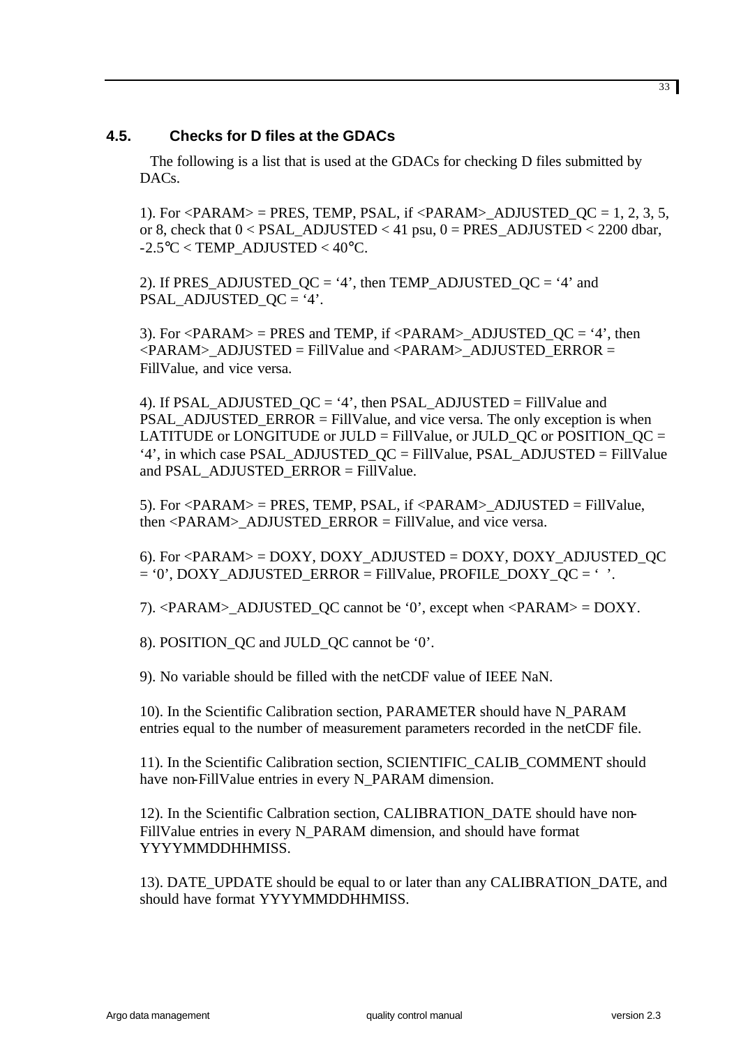## 4.5. Checks for D files at the GDACs

The following is a list that is used at the GDACs for checking D files submitted by DACs.

1). For <PARAM> = PRES, TEMP, PSAL, if <PARAM>_ADJUSTED_QC = 1, 2, 3, 5, or 8, check that 0 < PSAL_ADJUSTED < 41 psu, 0 = PRES_ADJUSTED < 2200 dbar, -2.5°C < TEMP_ADJUSTED < 40°C.

2). If PRES_ADJUSTED_QC = '4', then TEMP_ADJUSTED_QC = '4' and PSAL_ADJUSTED_QC = '4'.

3). For <PARAM> = PRES and TEMP, if <PARAM>_ADJUSTED_QC = '4', then <PARAM>_ADJUSTED = FillValue and <PARAM>_ADJUSTED_ERROR = FillValue, and vice versa.

4). If PSAL_ADJUSTED_QC = '4', then PSAL_ADJUSTED = FillValue and PSAL_ADJUSTED_ERROR = FillValue, and vice versa. The only exception is when LATITUDE or LONGITUDE or JULD = FillValue, or JULD_QC or POSITION_QC = '4', in which case PSAL_ADJUSTED_QC = FillValue, PSAL_ADJUSTED = FillValue and PSAL_ADJUSTED_ERROR = FillValue.

5). For <PARAM> = PRES, TEMP, PSAL, if <PARAM>_ADJUSTED = FillValue, then <PARAM>_ADJUSTED_ERROR = FillValue, and vice versa.

6). For <PARAM> = DOXY, DOXY_ADJUSTED = DOXY, DOXY_ADJUSTED_QC = '0', DOXY_ADJUSTED_ERROR = FillValue, PROFILE_DOXY_QC = ' '.

7). <PARAM>_ADJUSTED_QC cannot be '0', except when <PARAM> = DOXY.

8). POSITION_QC and JULD_QC cannot be '0'.

9). No variable should be filled with the netCDF value of IEEE NaN.

10). In the Scientific Calibration section, PARAMETER should have N_PARAM entries equal to the number of measurement parameters recorded in the netCDF file.

11). In the Scientific Calibration section, SCIENTIFIC_CALIB_COMMENT should have non-FillValue entries in every N_PARAM dimension.

12). In the Scientific Calbration section, CALIBRATION_DATE should have non-FillValue entries in every N_PARAM dimension, and should have format YYYYMMDDHHMISS.

13). DATE_UPDATE should be equal to or later than any CALIBRATION_DATE, and should have format YYYYMMDDHHMISS.